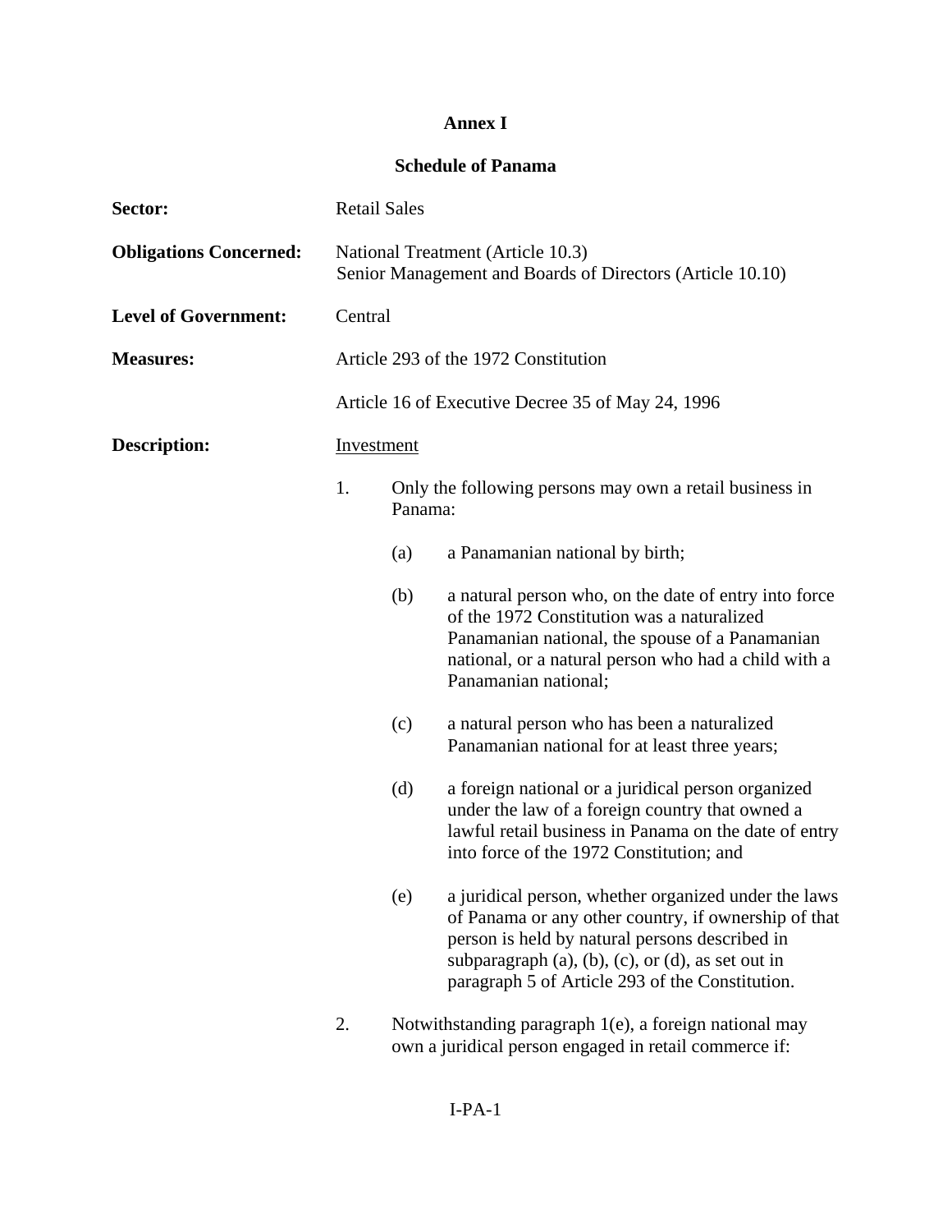# Annex I

## Schedule of Panama

**Sector:** Retail Sales

**Obligations Concerned:** National Treatment (Article 10.3)
Senior Management and Boards of Directors (Article 10.10)

**Level of Government:** Central

**Measures:** Article 293 of the 1972 Constitution

Article 16 of Executive Decree 35 of May 24, 1996

**Description:** Investment

1. Only the following persons may own a retail business in Panama:

   (a) a Panamanian national by birth;

   (b) a natural person who, on the date of entry into force of the 1972 Constitution was a naturalized Panamanian national, the spouse of a Panamanian national, or a natural person who had a child with a Panamanian national;

   (c) a natural person who has been a naturalized Panamanian national for at least three years;

   (d) a foreign national or a juridical person organized under the law of a foreign country that owned a lawful retail business in Panama on the date of entry into force of the 1972 Constitution; and

   (e) a juridical person, whether organized under the laws of Panama or any other country, if ownership of that person is held by natural persons described in subparagraph (a), (b), (c), or (d), as set out in paragraph 5 of Article 293 of the Constitution.

2. Notwithstanding paragraph 1(e), a foreign national may own a juridical person engaged in retail commerce if: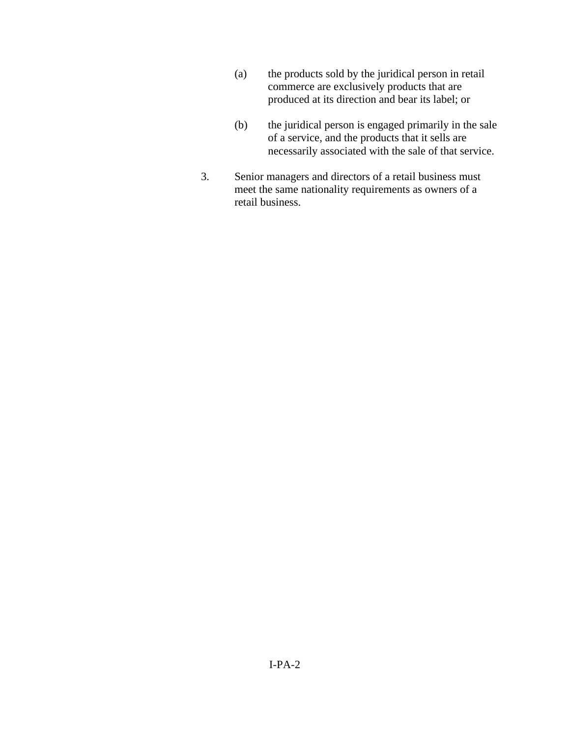(a) the products sold by the juridical person in retail commerce are exclusively products that are produced at its direction and bear its label; or

(b) the juridical person is engaged primarily in the sale of a service, and the products that it sells are necessarily associated with the sale of that service.

3. Senior managers and directors of a retail business must meet the same nationality requirements as owners of a retail business.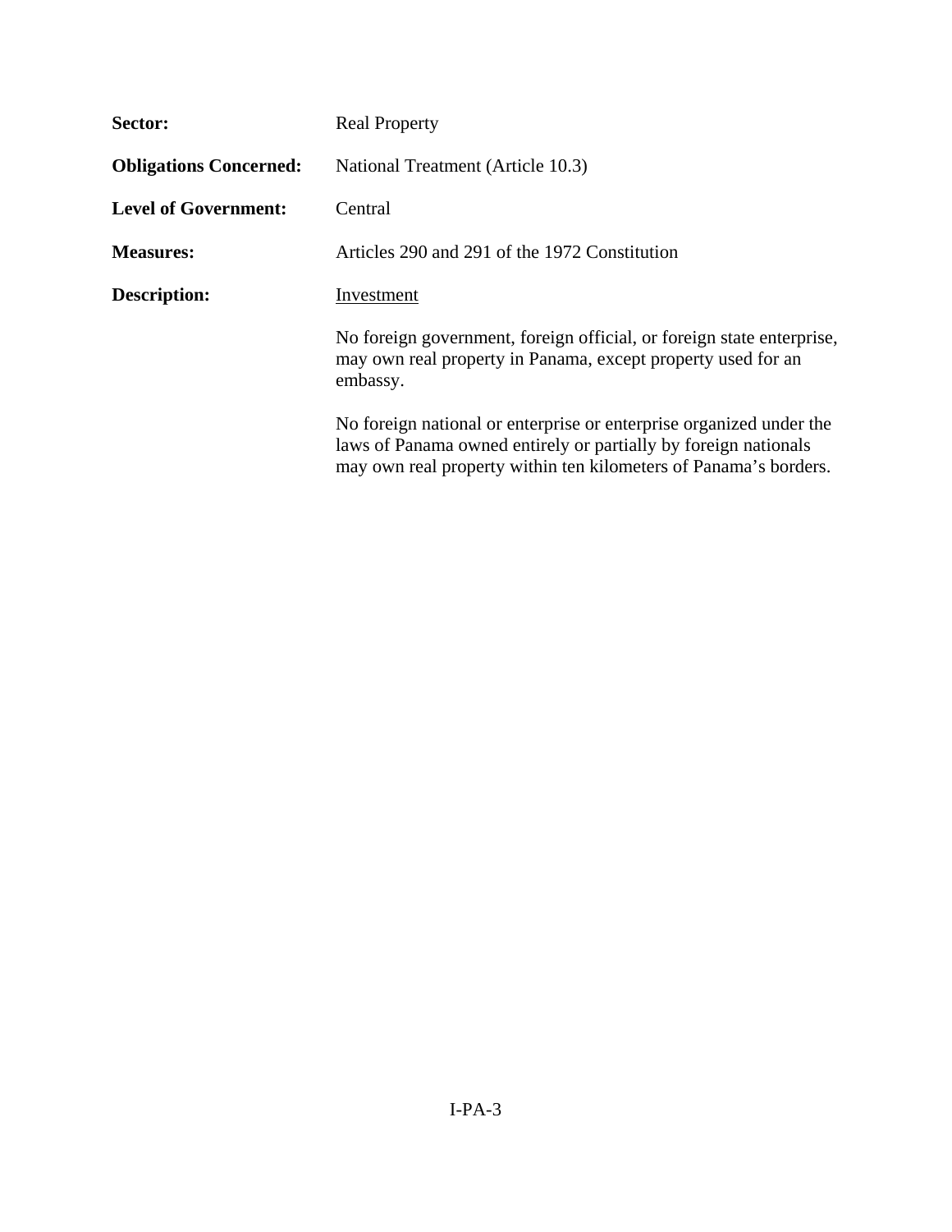**Sector:** Real Property

**Obligations Concerned:** National Treatment (Article 10.3)

**Level of Government:** Central

**Measures:** Articles 290 and 291 of the 1972 Constitution

**Description:** Investment

No foreign government, foreign official, or foreign state enterprise, may own real property in Panama, except property used for an embassy.

No foreign national or enterprise or enterprise organized under the laws of Panama owned entirely or partially by foreign nationals may own real property within ten kilometers of Panama's borders.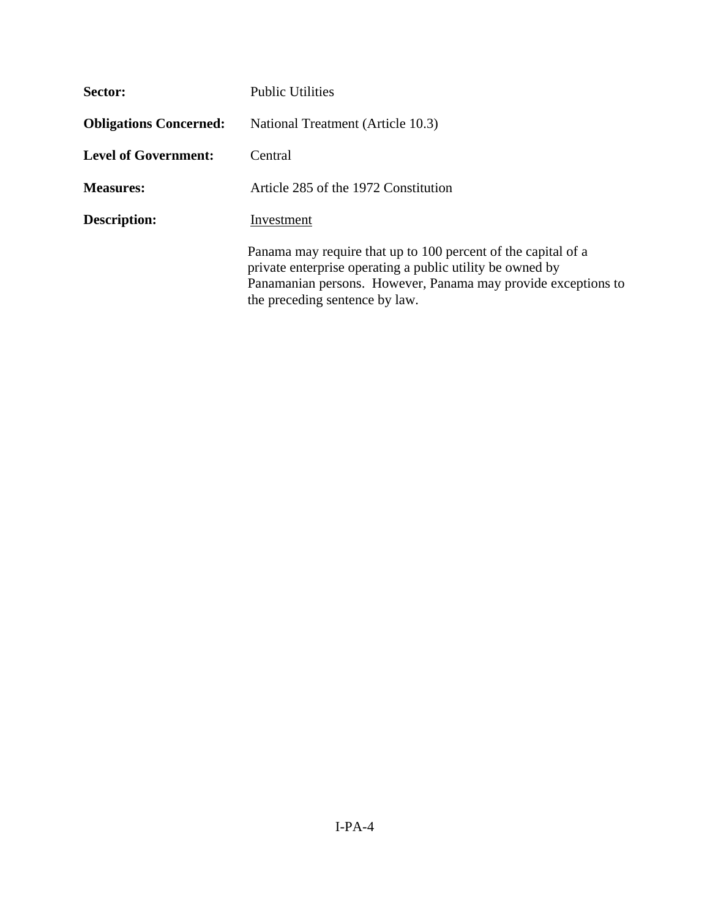**Sector:** Public Utilities

**Obligations Concerned:** National Treatment (Article 10.3)

**Level of Government:** Central

**Measures:** Article 285 of the 1972 Constitution

**Description:** Investment

Panama may require that up to 100 percent of the capital of a private enterprise operating a public utility be owned by Panamanian persons. However, Panama may provide exceptions to the preceding sentence by law.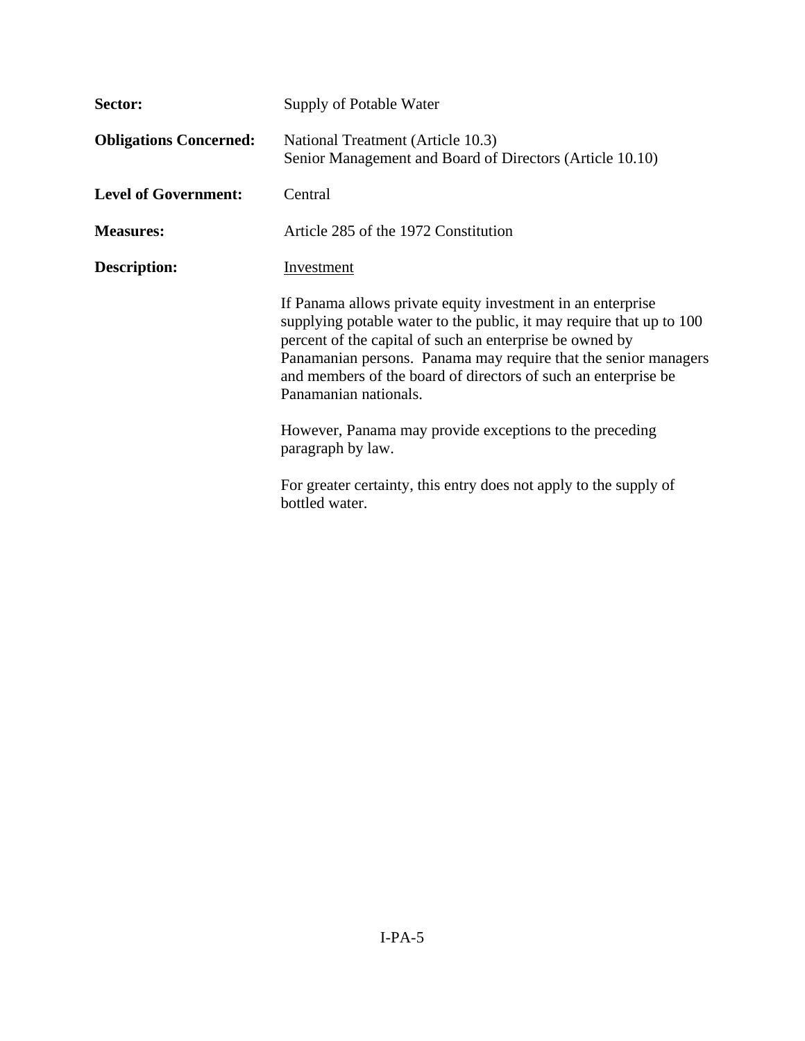**Sector:** Supply of Potable Water

**Obligations Concerned:** National Treatment (Article 10.3)
Senior Management and Board of Directors (Article 10.10)

**Level of Government:** Central

**Measures:** Article 285 of the 1972 Constitution

**Description:** Investment

If Panama allows private equity investment in an enterprise supplying potable water to the public, it may require that up to 100 percent of the capital of such an enterprise be owned by Panamanian persons. Panama may require that the senior managers and members of the board of directors of such an enterprise be Panamanian nationals.

However, Panama may provide exceptions to the preceding paragraph by law.

For greater certainty, this entry does not apply to the supply of bottled water.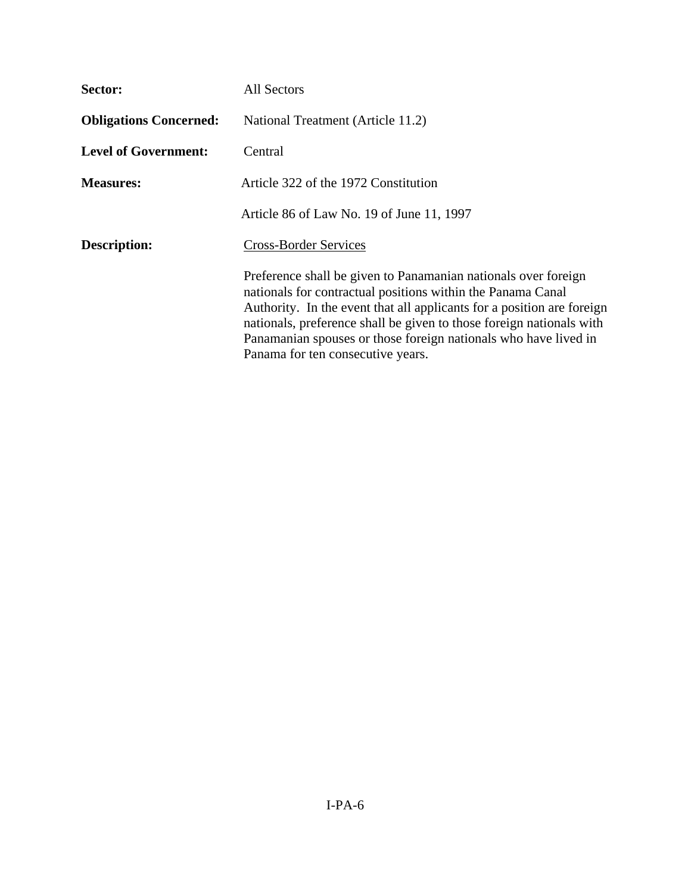**Sector:** All Sectors

**Obligations Concerned:** National Treatment (Article 11.2)

**Level of Government:** Central

**Measures:** Article 322 of the 1972 Constitution

Article 86 of Law No. 19 of June 11, 1997

**Description:** Cross-Border Services

Preference shall be given to Panamanian nationals over foreign nationals for contractual positions within the Panama Canal Authority. In the event that all applicants for a position are foreign nationals, preference shall be given to those foreign nationals with Panamanian spouses or those foreign nationals who have lived in Panama for ten consecutive years.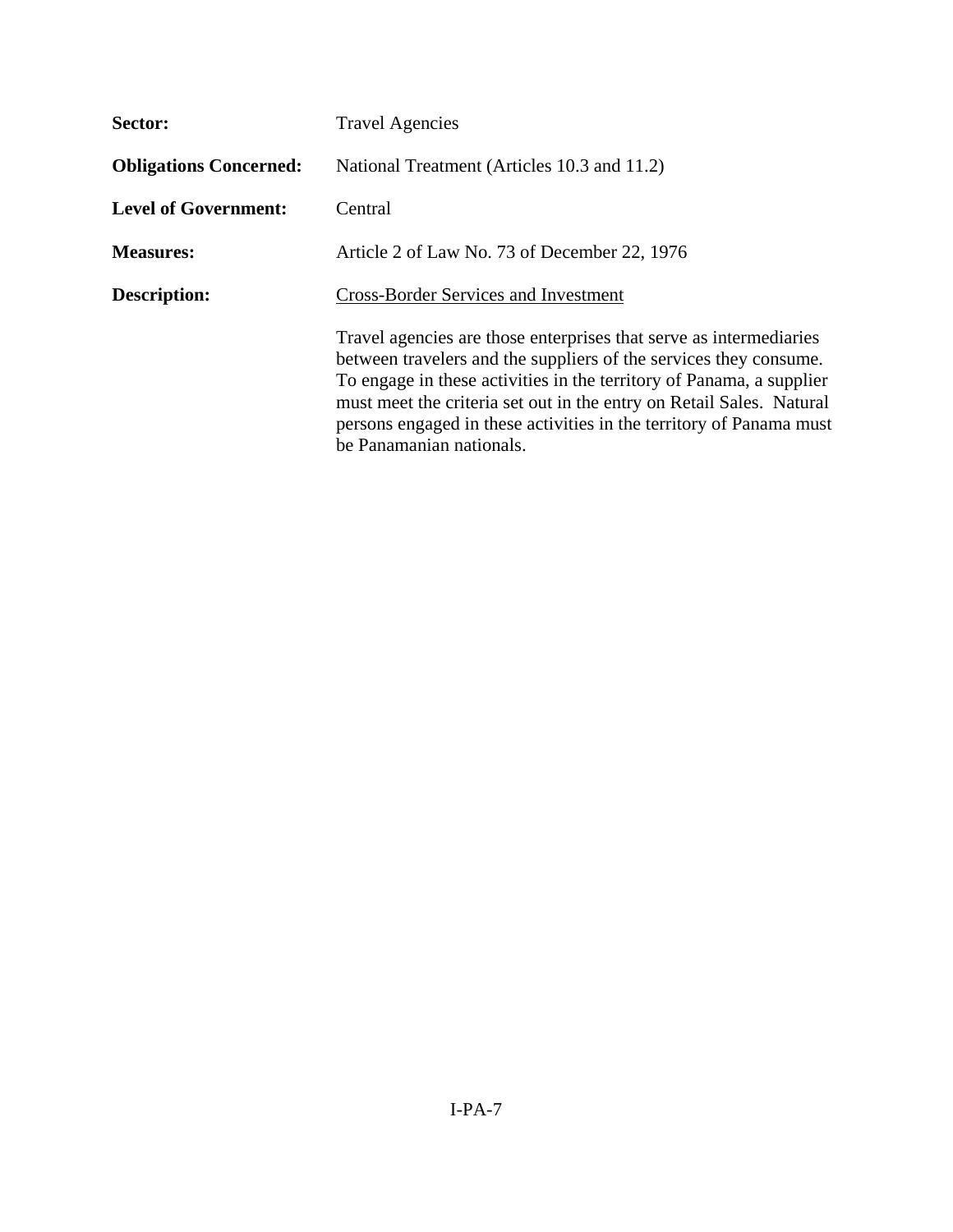**Sector:** Travel Agencies

**Obligations Concerned:** National Treatment (Articles 10.3 and 11.2)

**Level of Government:** Central

**Measures:** Article 2 of Law No. 73 of December 22, 1976

**Description:** Cross-Border Services and Investment

Travel agencies are those enterprises that serve as intermediaries between travelers and the suppliers of the services they consume. To engage in these activities in the territory of Panama, a supplier must meet the criteria set out in the entry on Retail Sales. Natural persons engaged in these activities in the territory of Panama must be Panamanian nationals.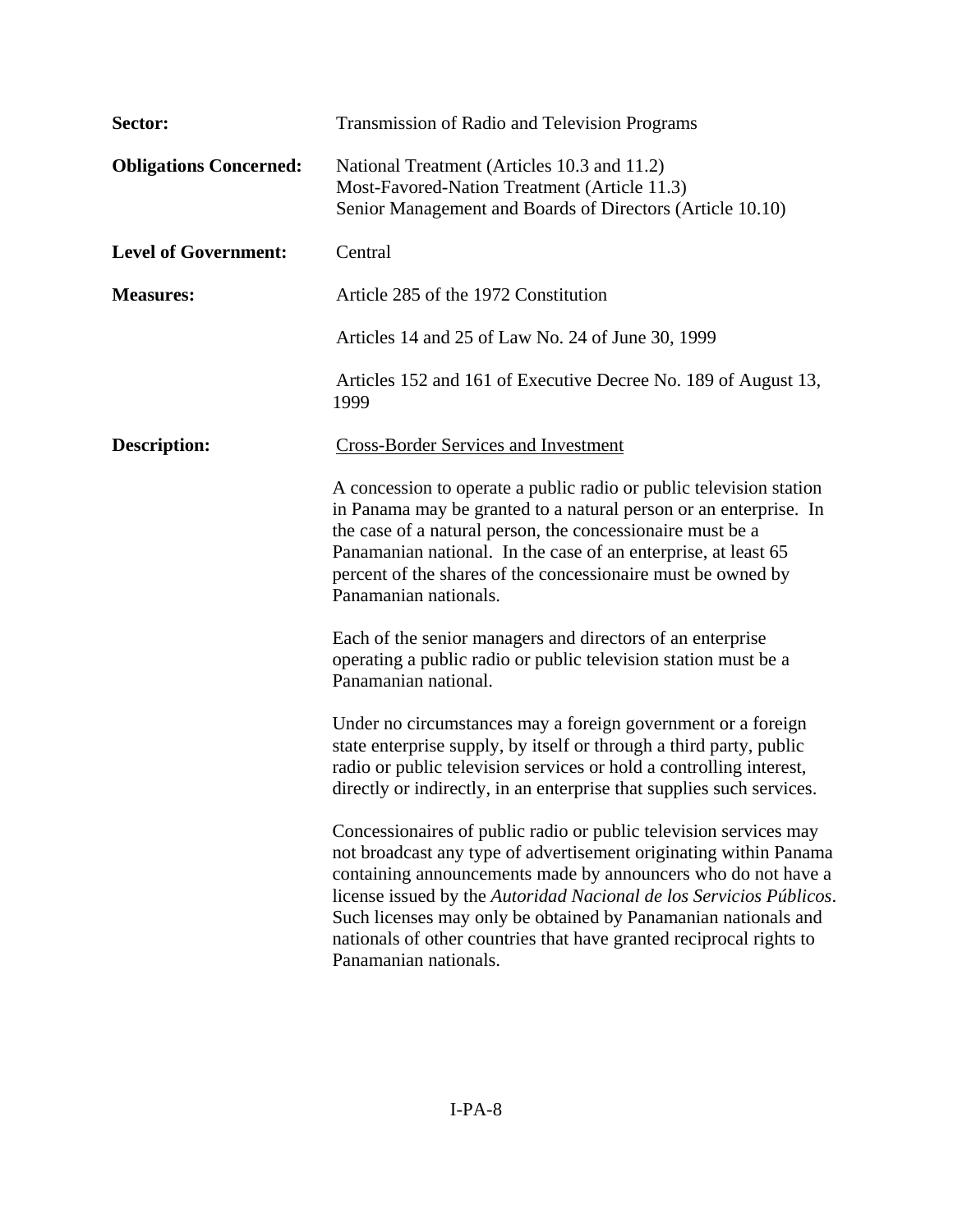**Sector:** Transmission of Radio and Television Programs

**Obligations Concerned:** National Treatment (Articles 10.3 and 11.2)
Most-Favored-Nation Treatment (Article 11.3)
Senior Management and Boards of Directors (Article 10.10)

**Level of Government:** Central

**Measures:** Article 285 of the 1972 Constitution

Articles 14 and 25 of Law No. 24 of June 30, 1999

Articles 152 and 161 of Executive Decree No. 189 of August 13, 1999

**Description:** <u>Cross-Border Services and Investment</u>

A concession to operate a public radio or public television station in Panama may be granted to a natural person or an enterprise. In the case of a natural person, the concessionaire must be a Panamanian national. In the case of an enterprise, at least 65 percent of the shares of the concessionaire must be owned by Panamanian nationals.

Each of the senior managers and directors of an enterprise operating a public radio or public television station must be a Panamanian national.

Under no circumstances may a foreign government or a foreign state enterprise supply, by itself or through a third party, public radio or public television services or hold a controlling interest, directly or indirectly, in an enterprise that supplies such services.

Concessionaires of public radio or public television services may not broadcast any type of advertisement originating within Panama containing announcements made by announcers who do not have a license issued by the *Autoridad Nacional de los Servicios Públicos*. Such licenses may only be obtained by Panamanian nationals and nationals of other countries that have granted reciprocal rights to Panamanian nationals.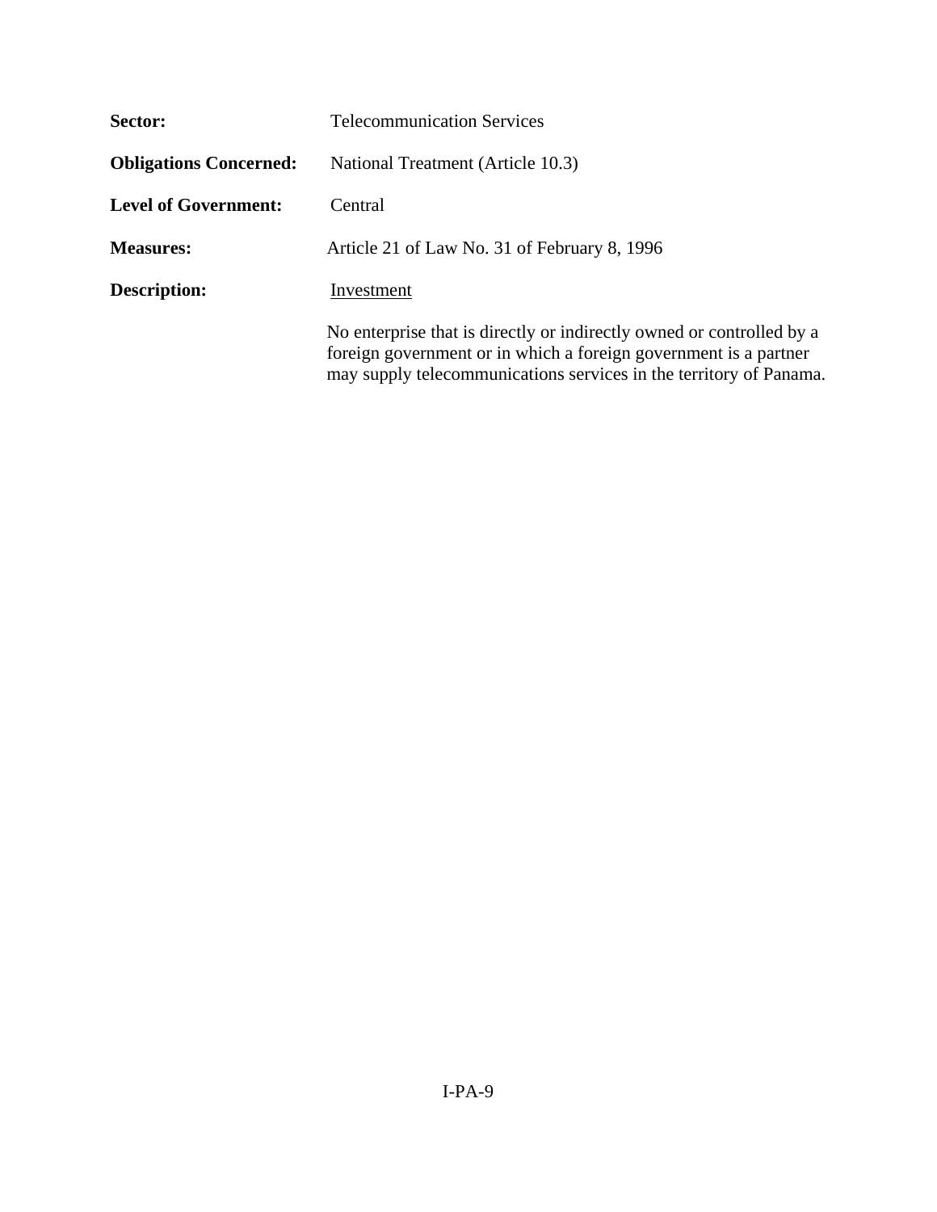**Sector:** Telecommunication Services

**Obligations Concerned:** National Treatment (Article 10.3)

**Level of Government:** Central

**Measures:** Article 21 of Law No. 31 of February 8, 1996

**Description:** Investment

No enterprise that is directly or indirectly owned or controlled by a foreign government or in which a foreign government is a partner may supply telecommunications services in the territory of Panama.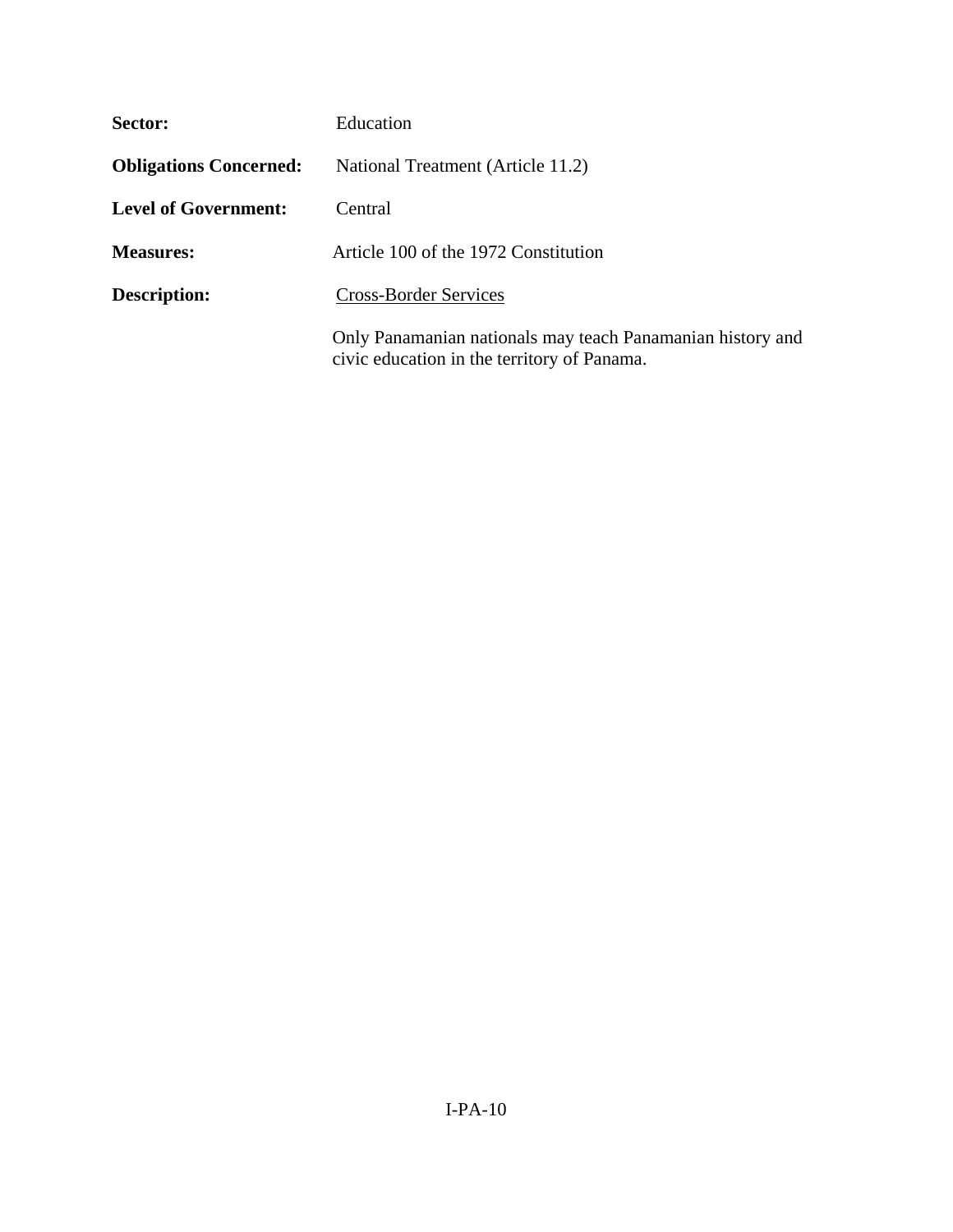**Sector:** Education

**Obligations Concerned:** National Treatment (Article 11.2)

**Level of Government:** Central

**Measures:** Article 100 of the 1972 Constitution

**Description:** Cross-Border Services

Only Panamanian nationals may teach Panamanian history and civic education in the territory of Panama.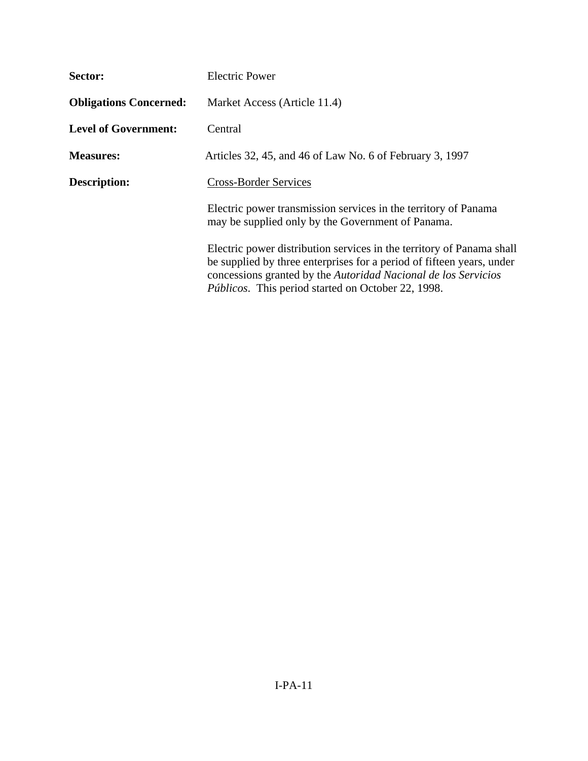**Sector:** Electric Power

**Obligations Concerned:** Market Access (Article 11.4)

**Level of Government:** Central

**Measures:** Articles 32, 45, and 46 of Law No. 6 of February 3, 1997

**Description:** Cross-Border Services

Electric power transmission services in the territory of Panama may be supplied only by the Government of Panama.

Electric power distribution services in the territory of Panama shall be supplied by three enterprises for a period of fifteen years, under concessions granted by the *Autoridad Nacional de los Servicios Públicos*. This period started on October 22, 1998.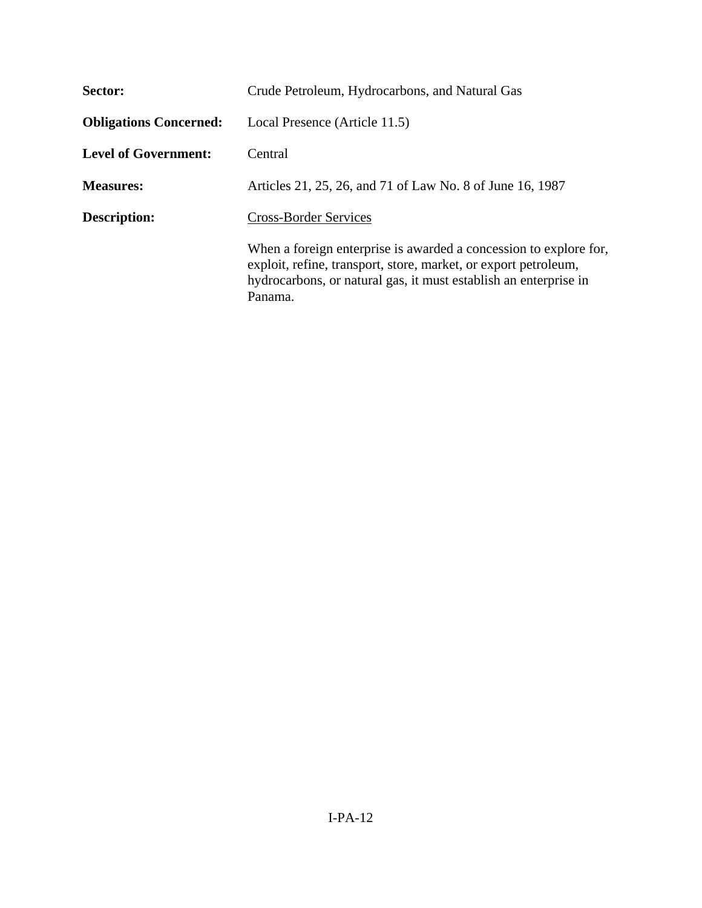**Sector:** Crude Petroleum, Hydrocarbons, and Natural Gas

**Obligations Concerned:** Local Presence (Article 11.5)

**Level of Government:** Central

**Measures:** Articles 21, 25, 26, and 71 of Law No. 8 of June 16, 1987

**Description:** Cross-Border Services

When a foreign enterprise is awarded a concession to explore for, exploit, refine, transport, store, market, or export petroleum, hydrocarbons, or natural gas, it must establish an enterprise in Panama.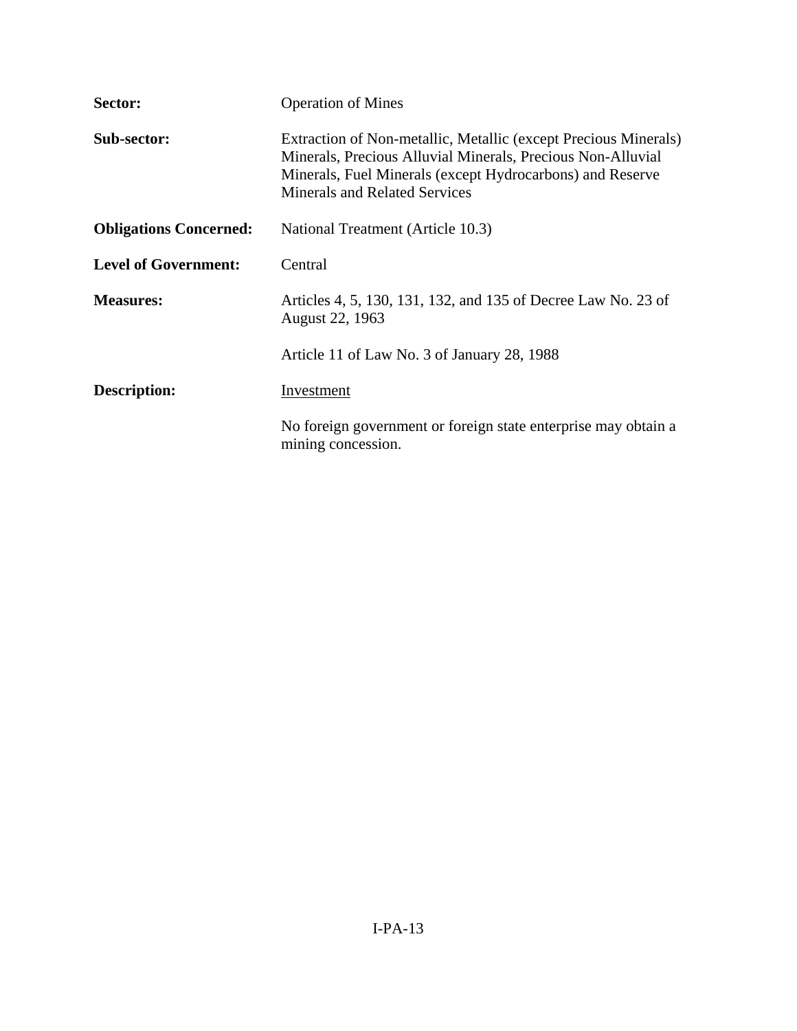**Sector:** Operation of Mines

**Sub-sector:** Extraction of Non-metallic, Metallic (except Precious Minerals) Minerals, Precious Alluvial Minerals, Precious Non-Alluvial Minerals, Fuel Minerals (except Hydrocarbons) and Reserve Minerals and Related Services

**Obligations Concerned:** National Treatment (Article 10.3)

**Level of Government:** Central

**Measures:** Articles 4, 5, 130, 131, 132, and 135 of Decree Law No. 23 of August 22, 1963

Article 11 of Law No. 3 of January 28, 1988

**Description:** <u>Investment</u>

No foreign government or foreign state enterprise may obtain a mining concession.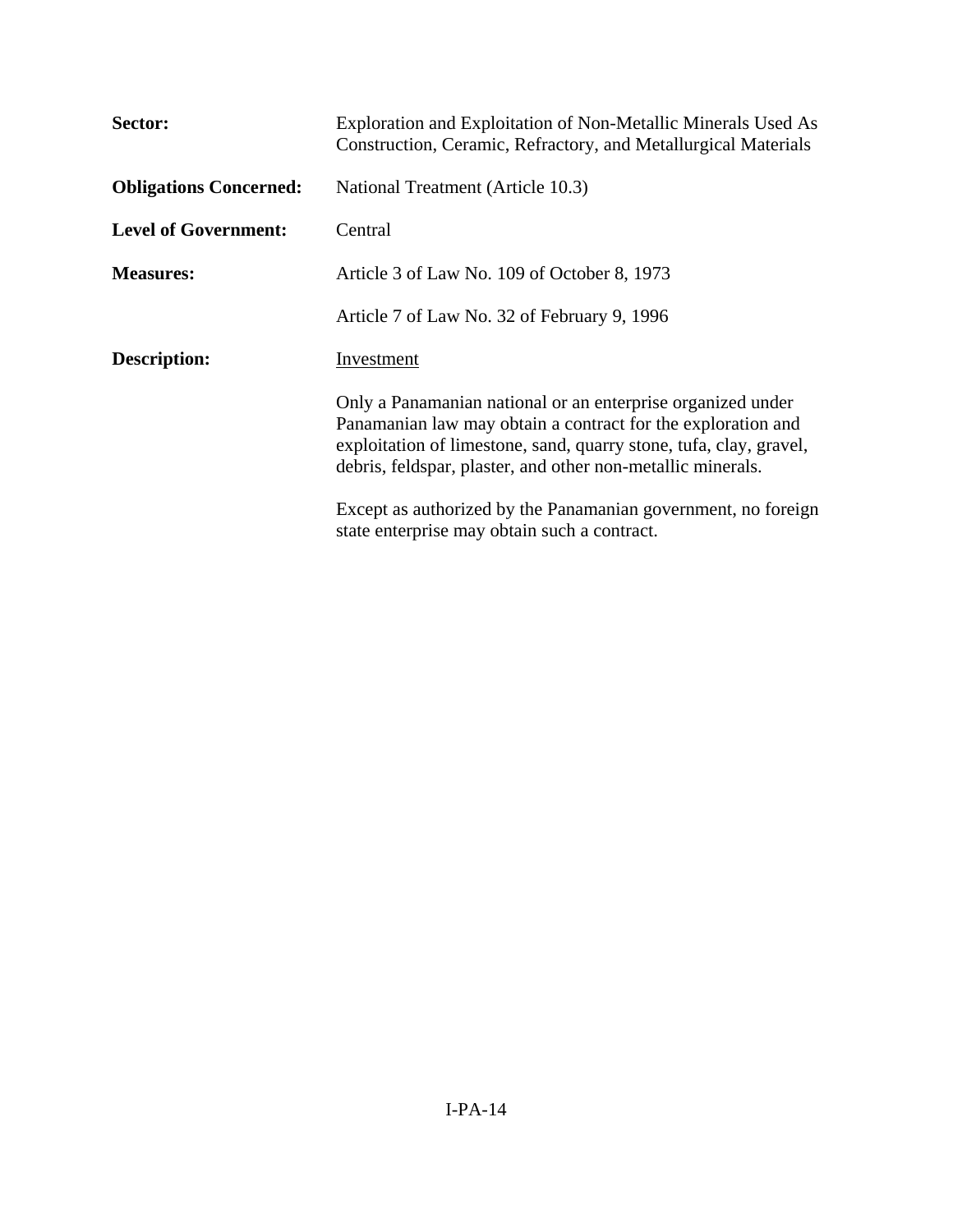| | |
|---|---|
| **Sector:** | Exploration and Exploitation of Non-Metallic Minerals Used As Construction, Ceramic, Refractory, and Metallurgical Materials |
| **Obligations Concerned:** | National Treatment (Article 10.3) |
| **Level of Government:** | Central |
| **Measures:** | Article 3 of Law No. 109 of October 8, 1973<br><br>Article 7 of Law No. 32 of February 9, 1996 |
| **Description:** | <u>Investment</u><br><br>Only a Panamanian national or an enterprise organized under Panamanian law may obtain a contract for the exploration and exploitation of limestone, sand, quarry stone, tufa, clay, gravel, debris, feldspar, plaster, and other non-metallic minerals.<br><br>Except as authorized by the Panamanian government, no foreign state enterprise may obtain such a contract. |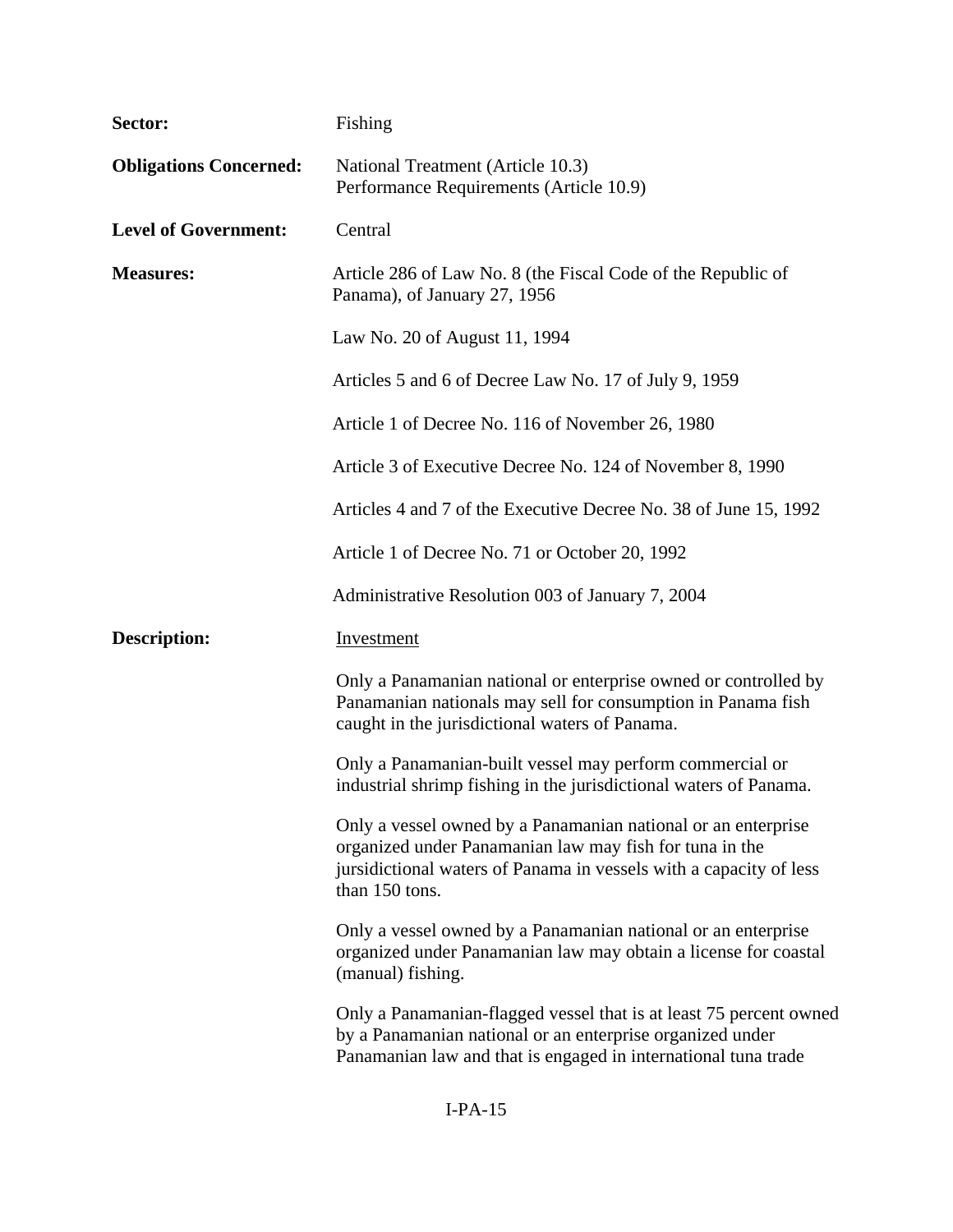**Sector:** Fishing

**Obligations Concerned:** National Treatment (Article 10.3)
Performance Requirements (Article 10.9)

**Level of Government:** Central

**Measures:** Article 286 of Law No. 8 (the Fiscal Code of the Republic of Panama), of January 27, 1956

Law No. 20 of August 11, 1994

Articles 5 and 6 of Decree Law No. 17 of July 9, 1959

Article 1 of Decree No. 116 of November 26, 1980

Article 3 of Executive Decree No. 124 of November 8, 1990

Articles 4 and 7 of the Executive Decree No. 38 of June 15, 1992

Article 1 of Decree No. 71 or October 20, 1992

Administrative Resolution 003 of January 7, 2004

**Description:** Investment

Only a Panamanian national or enterprise owned or controlled by Panamanian nationals may sell for consumption in Panama fish caught in the jurisdictional waters of Panama.

Only a Panamanian-built vessel may perform commercial or industrial shrimp fishing in the jurisdictional waters of Panama.

Only a vessel owned by a Panamanian national or an enterprise organized under Panamanian law may fish for tuna in the jursidictional waters of Panama in vessels with a capacity of less than 150 tons.

Only a vessel owned by a Panamanian national or an enterprise organized under Panamanian law may obtain a license for coastal (manual) fishing.

Only a Panamanian-flagged vessel that is at least 75 percent owned by a Panamanian national or an enterprise organized under Panamanian law and that is engaged in international tuna trade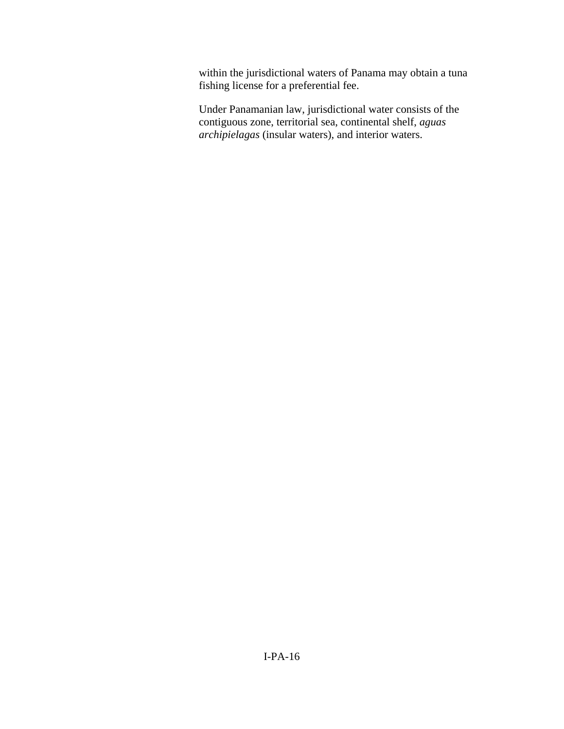within the jurisdictional waters of Panama may obtain a tuna fishing license for a preferential fee.

Under Panamanian law, jurisdictional water consists of the contiguous zone, territorial sea, continental shelf, *aguas archipielagas* (insular waters), and interior waters.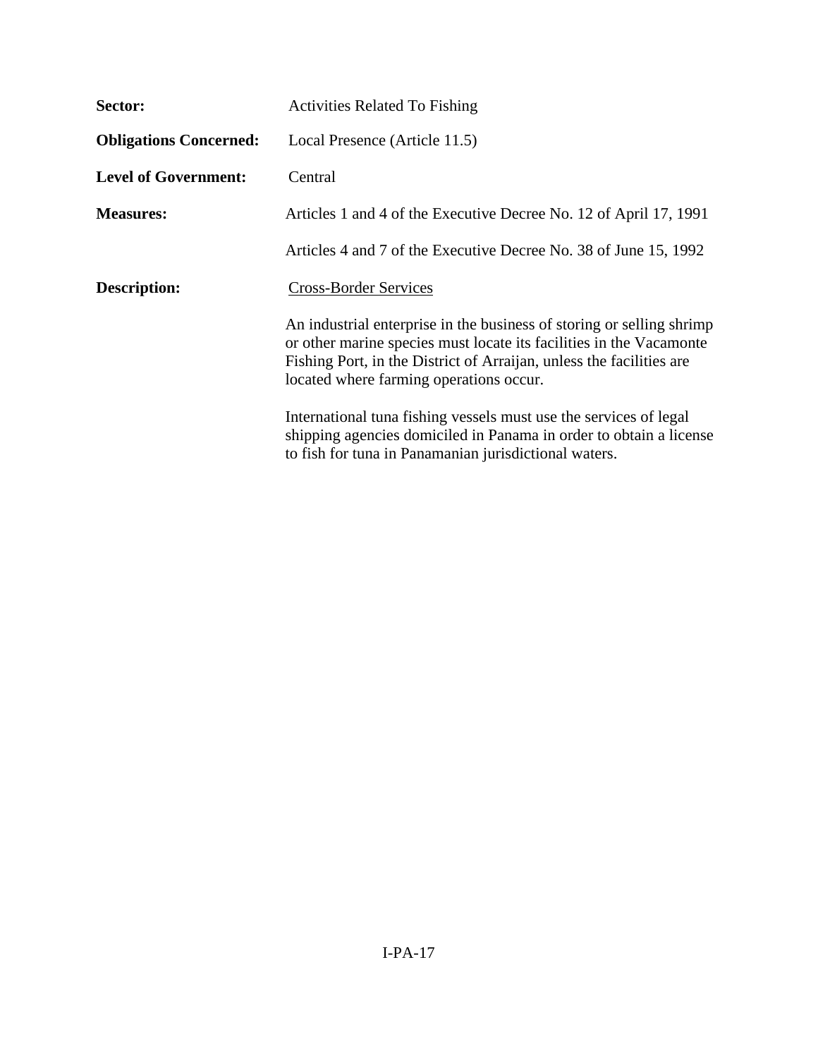**Sector:** Activities Related To Fishing

**Obligations Concerned:** Local Presence (Article 11.5)

**Level of Government:** Central

**Measures:** Articles 1 and 4 of the Executive Decree No. 12 of April 17, 1991

Articles 4 and 7 of the Executive Decree No. 38 of June 15, 1992

**Description:** Cross-Border Services

An industrial enterprise in the business of storing or selling shrimp or other marine species must locate its facilities in the Vacamonte Fishing Port, in the District of Arraijan, unless the facilities are located where farming operations occur.

International tuna fishing vessels must use the services of legal shipping agencies domiciled in Panama in order to obtain a license to fish for tuna in Panamanian jurisdictional waters.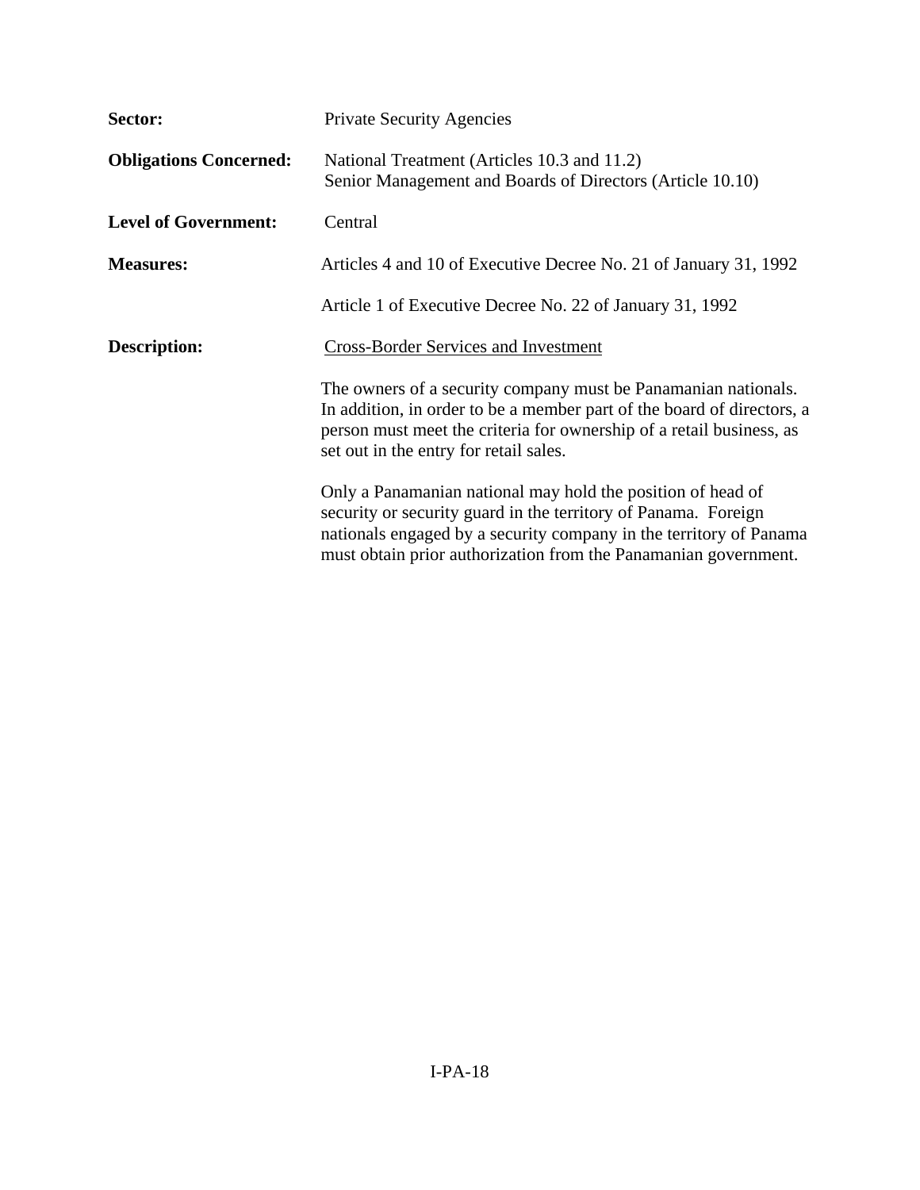**Sector:** Private Security Agencies

**Obligations Concerned:** National Treatment (Articles 10.3 and 11.2)
Senior Management and Boards of Directors (Article 10.10)

**Level of Government:** Central

**Measures:** Articles 4 and 10 of Executive Decree No. 21 of January 31, 1992

Article 1 of Executive Decree No. 22 of January 31, 1992

**Description:** <u>Cross-Border Services and Investment</u>

The owners of a security company must be Panamanian nationals. In addition, in order to be a member part of the board of directors, a person must meet the criteria for ownership of a retail business, as set out in the entry for retail sales.

Only a Panamanian national may hold the position of head of security or security guard in the territory of Panama. Foreign nationals engaged by a security company in the territory of Panama must obtain prior authorization from the Panamanian government.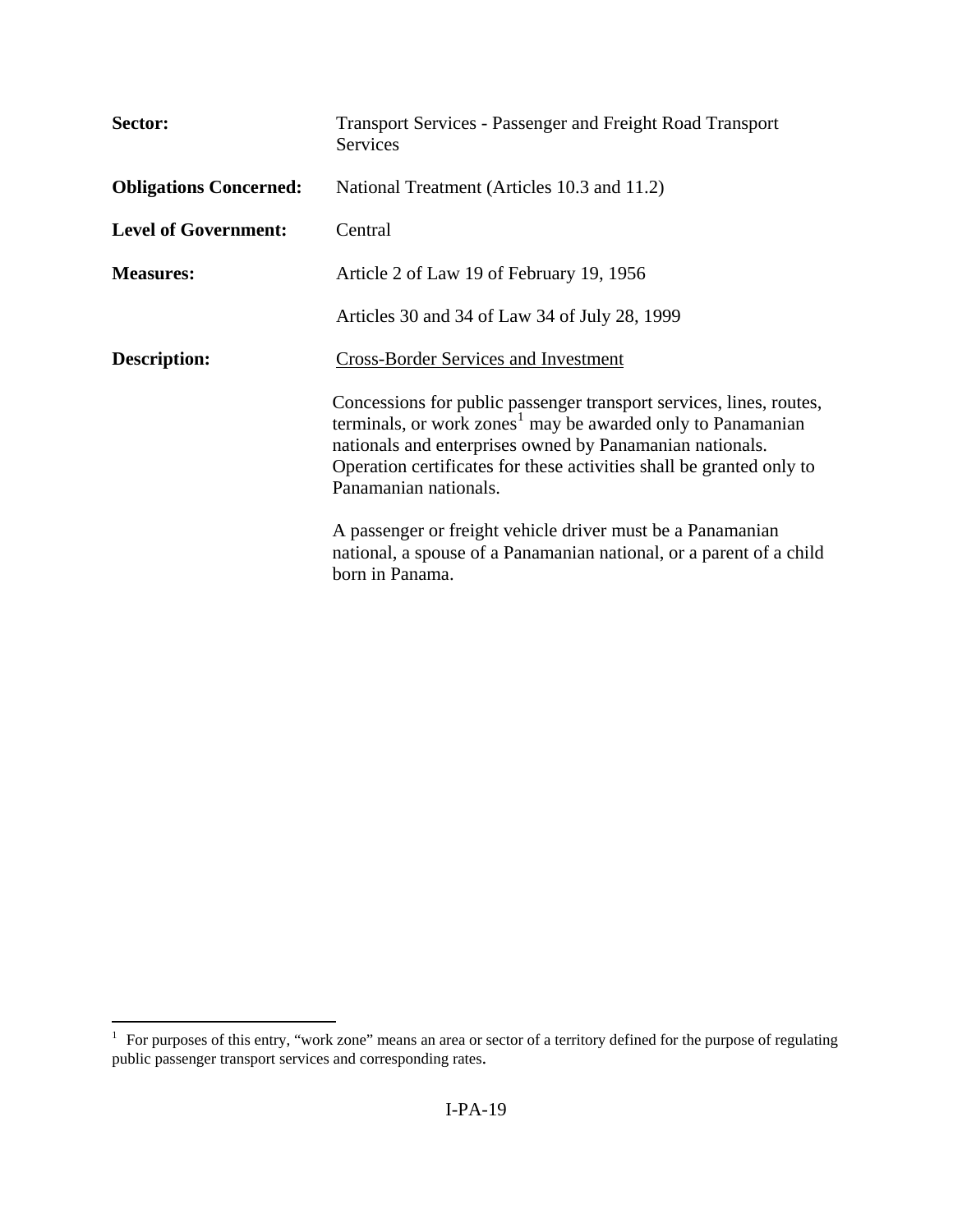**Sector:** Transport Services - Passenger and Freight Road Transport Services

**Obligations Concerned:** National Treatment (Articles 10.3 and 11.2)

**Level of Government:** Central

**Measures:** Article 2 of Law 19 of February 19, 1956

Articles 30 and 34 of Law 34 of July 28, 1999

**Description:** Cross-Border Services and Investment

Concessions for public passenger transport services, lines, routes, terminals, or work zones[1] may be awarded only to Panamanian nationals and enterprises owned by Panamanian nationals. Operation certificates for these activities shall be granted only to Panamanian nationals.

A passenger or freight vehicle driver must be a Panamanian national, a spouse of a Panamanian national, or a parent of a child born in Panama.

---

[1] For purposes of this entry, "work zone" means an area or sector of a territory defined for the purpose of regulating public passenger transport services and corresponding rates.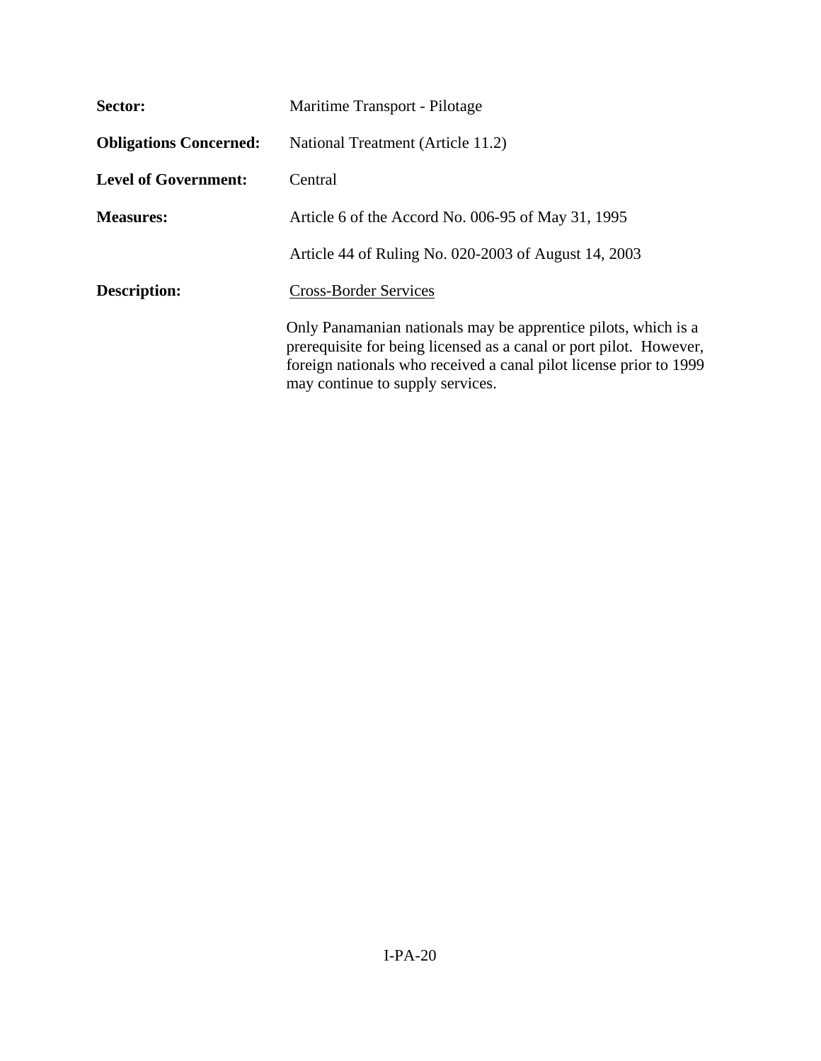**Sector:** Maritime Transport - Pilotage

**Obligations Concerned:** National Treatment (Article 11.2)

**Level of Government:** Central

**Measures:** Article 6 of the Accord No. 006-95 of May 31, 1995

Article 44 of Ruling No. 020-2003 of August 14, 2003

**Description:** Cross-Border Services

Only Panamanian nationals may be apprentice pilots, which is a prerequisite for being licensed as a canal or port pilot. However, foreign nationals who received a canal pilot license prior to 1999 may continue to supply services.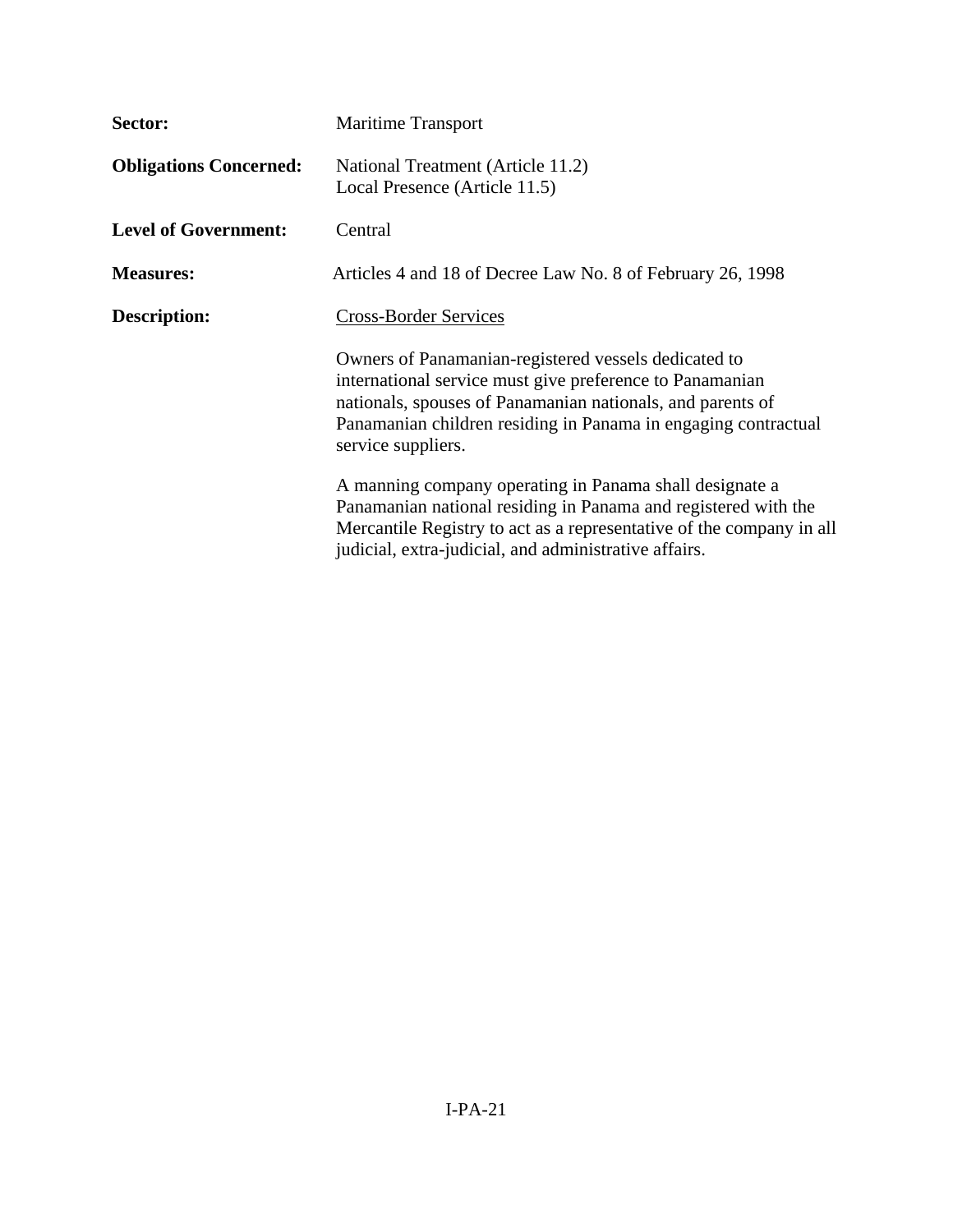**Sector:** Maritime Transport

**Obligations Concerned:** National Treatment (Article 11.2)
Local Presence (Article 11.5)

**Level of Government:** Central

**Measures:** Articles 4 and 18 of Decree Law No. 8 of February 26, 1998

**Description:** Cross-Border Services

Owners of Panamanian-registered vessels dedicated to international service must give preference to Panamanian nationals, spouses of Panamanian nationals, and parents of Panamanian children residing in Panama in engaging contractual service suppliers.

A manning company operating in Panama shall designate a Panamanian national residing in Panama and registered with the Mercantile Registry to act as a representative of the company in all judicial, extra-judicial, and administrative affairs.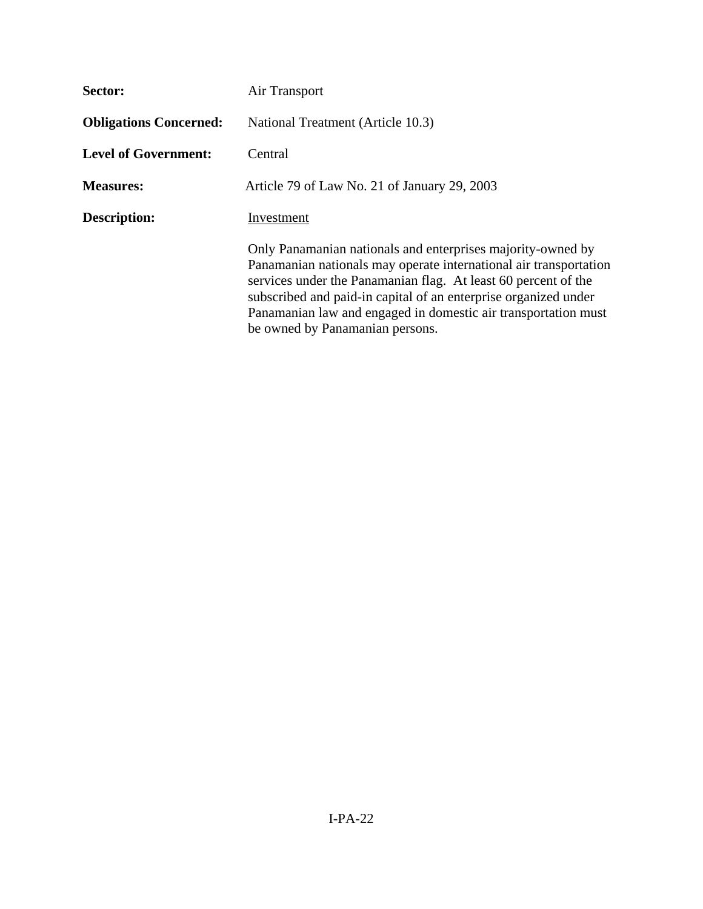**Sector:** Air Transport

**Obligations Concerned:** National Treatment (Article 10.3)

**Level of Government:** Central

**Measures:** Article 79 of Law No. 21 of January 29, 2003

**Description:** Investment

Only Panamanian nationals and enterprises majority-owned by Panamanian nationals may operate international air transportation services under the Panamanian flag. At least 60 percent of the subscribed and paid-in capital of an enterprise organized under Panamanian law and engaged in domestic air transportation must be owned by Panamanian persons.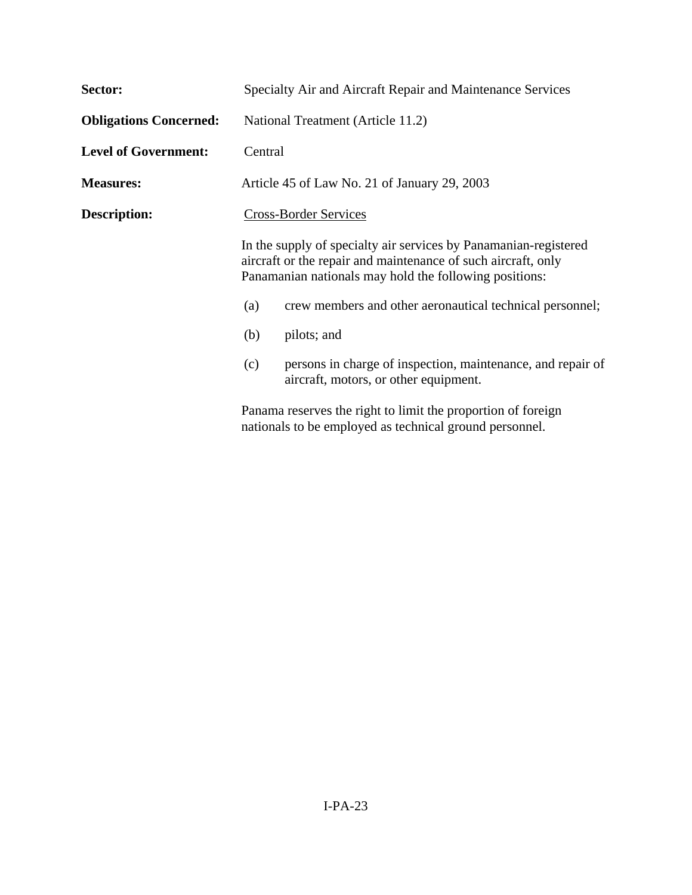**Sector:** Specialty Air and Aircraft Repair and Maintenance Services

**Obligations Concerned:** National Treatment (Article 11.2)

**Level of Government:** Central

**Measures:** Article 45 of Law No. 21 of January 29, 2003

**Description:** Cross-Border Services

In the supply of specialty air services by Panamanian-registered aircraft or the repair and maintenance of such aircraft, only Panamanian nationals may hold the following positions:

(a) crew members and other aeronautical technical personnel;

(b) pilots; and

(c) persons in charge of inspection, maintenance, and repair of aircraft, motors, or other equipment.

Panama reserves the right to limit the proportion of foreign nationals to be employed as technical ground personnel.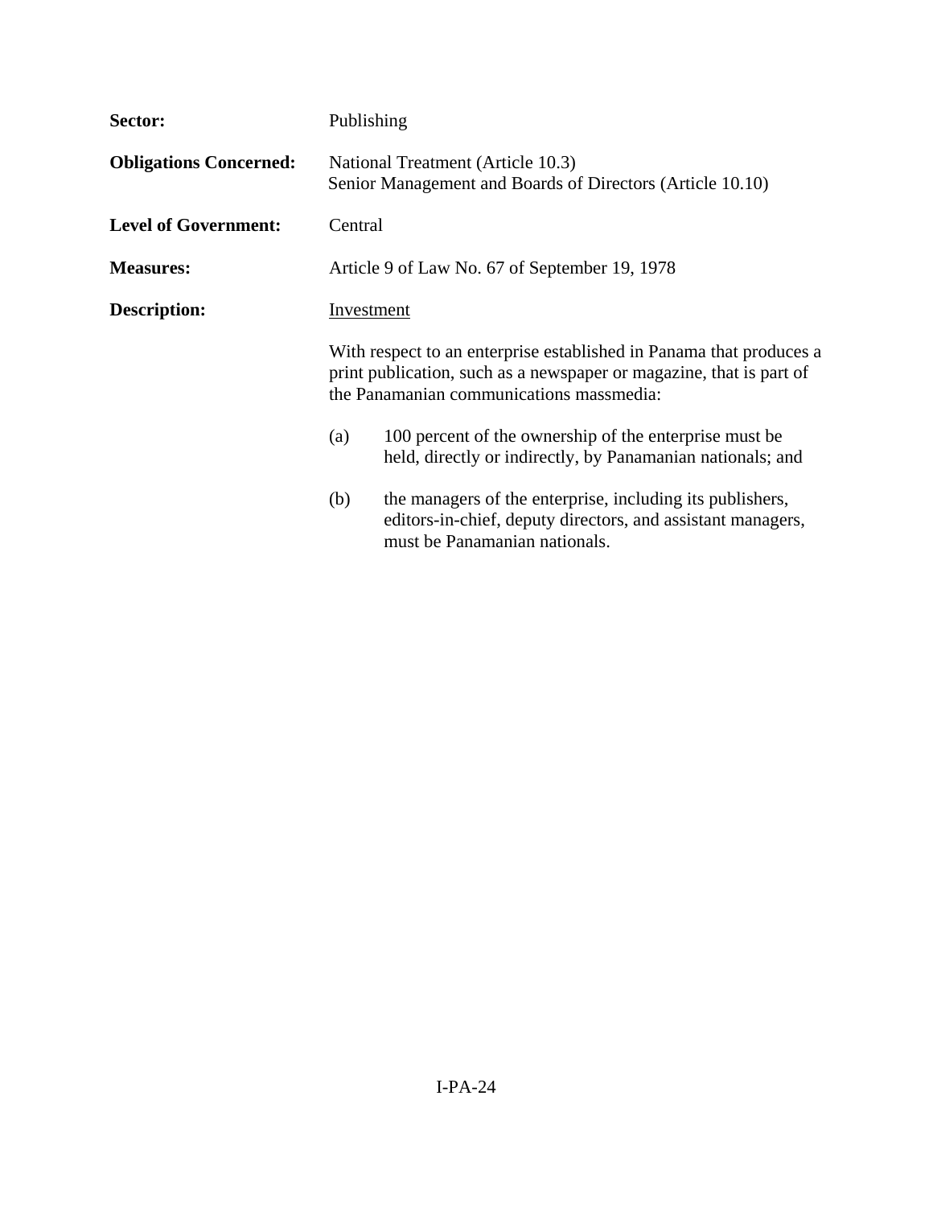**Sector:** Publishing

**Obligations Concerned:** National Treatment (Article 10.3)
Senior Management and Boards of Directors (Article 10.10)

**Level of Government:** Central

**Measures:** Article 9 of Law No. 67 of September 19, 1978

**Description:** Investment

With respect to an enterprise established in Panama that produces a print publication, such as a newspaper or magazine, that is part of the Panamanian communications massmedia:

(a) 100 percent of the ownership of the enterprise must be held, directly or indirectly, by Panamanian nationals; and

(b) the managers of the enterprise, including its publishers, editors-in-chief, deputy directors, and assistant managers, must be Panamanian nationals.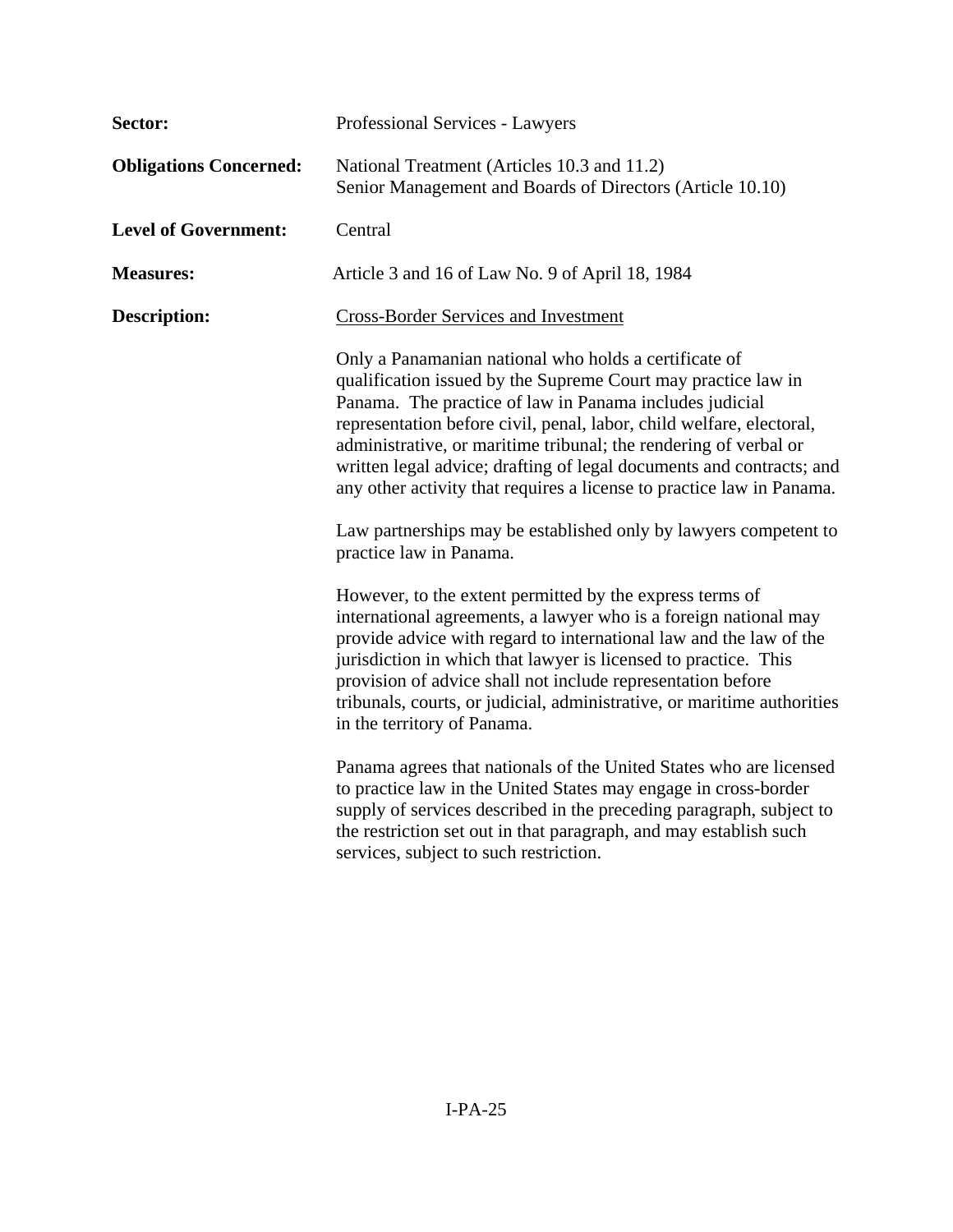**Sector:** Professional Services - Lawyers

**Obligations Concerned:** National Treatment (Articles 10.3 and 11.2)
Senior Management and Boards of Directors (Article 10.10)

**Level of Government:** Central

**Measures:** Article 3 and 16 of Law No. 9 of April 18, 1984

**Description:** Cross-Border Services and Investment

Only a Panamanian national who holds a certificate of qualification issued by the Supreme Court may practice law in Panama. The practice of law in Panama includes judicial representation before civil, penal, labor, child welfare, electoral, administrative, or maritime tribunal; the rendering of verbal or written legal advice; drafting of legal documents and contracts; and any other activity that requires a license to practice law in Panama.

Law partnerships may be established only by lawyers competent to practice law in Panama.

However, to the extent permitted by the express terms of international agreements, a lawyer who is a foreign national may provide advice with regard to international law and the law of the jurisdiction in which that lawyer is licensed to practice. This provision of advice shall not include representation before tribunals, courts, or judicial, administrative, or maritime authorities in the territory of Panama.

Panama agrees that nationals of the United States who are licensed to practice law in the United States may engage in cross-border supply of services described in the preceding paragraph, subject to the restriction set out in that paragraph, and may establish such services, subject to such restriction.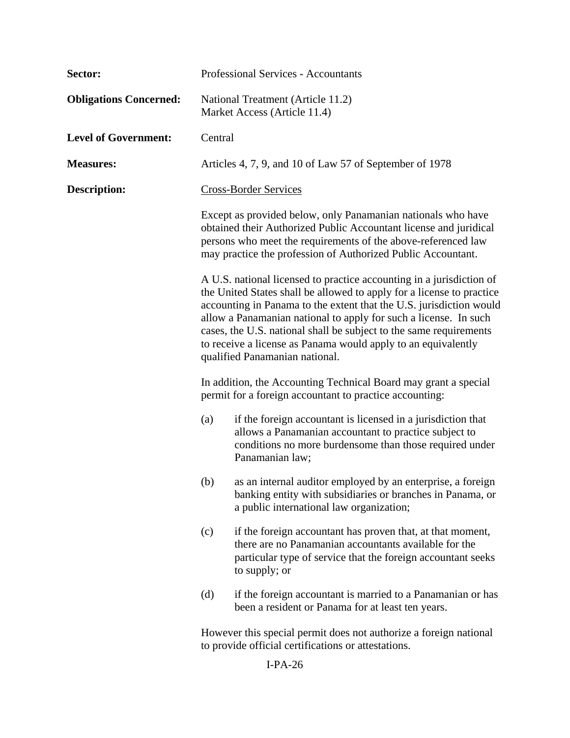**Sector:** Professional Services - Accountants

**Obligations Concerned:** National Treatment (Article 11.2)
Market Access (Article 11.4)

**Level of Government:** Central

**Measures:** Articles 4, 7, 9, and 10 of Law 57 of September of 1978

**Description:** Cross-Border Services

Except as provided below, only Panamanian nationals who have obtained their Authorized Public Accountant license and juridical persons who meet the requirements of the above-referenced law may practice the profession of Authorized Public Accountant.

A U.S. national licensed to practice accounting in a jurisdiction of the United States shall be allowed to apply for a license to practice accounting in Panama to the extent that the U.S. jurisdiction would allow a Panamanian national to apply for such a license. In such cases, the U.S. national shall be subject to the same requirements to receive a license as Panama would apply to an equivalently qualified Panamanian national.

In addition, the Accounting Technical Board may grant a special permit for a foreign accountant to practice accounting:

(a) if the foreign accountant is licensed in a jurisdiction that allows a Panamanian accountant to practice subject to conditions no more burdensome than those required under Panamanian law;

(b) as an internal auditor employed by an enterprise, a foreign banking entity with subsidiaries or branches in Panama, or a public international law organization;

(c) if the foreign accountant has proven that, at that moment, there are no Panamanian accountants available for the particular type of service that the foreign accountant seeks to supply; or

(d) if the foreign accountant is married to a Panamanian or has been a resident or Panama for at least ten years.

However this special permit does not authorize a foreign national to provide official certifications or attestations.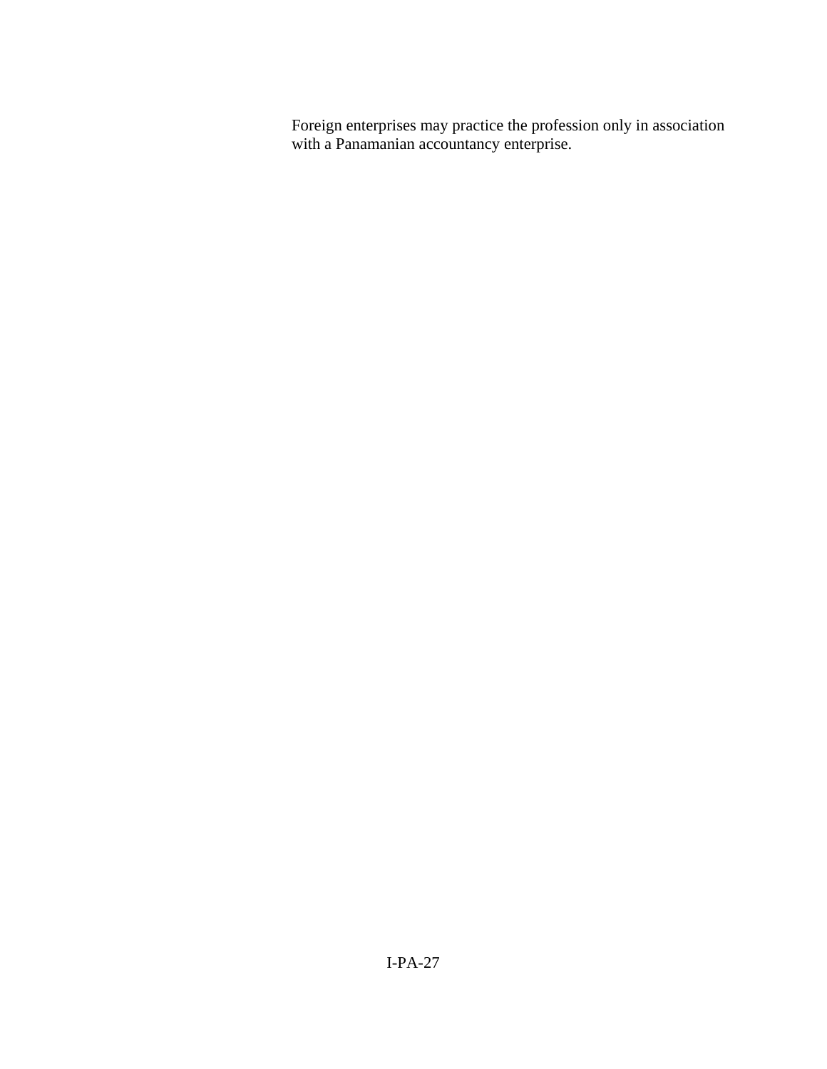Foreign enterprises may practice the profession only in association with a Panamanian accountancy enterprise.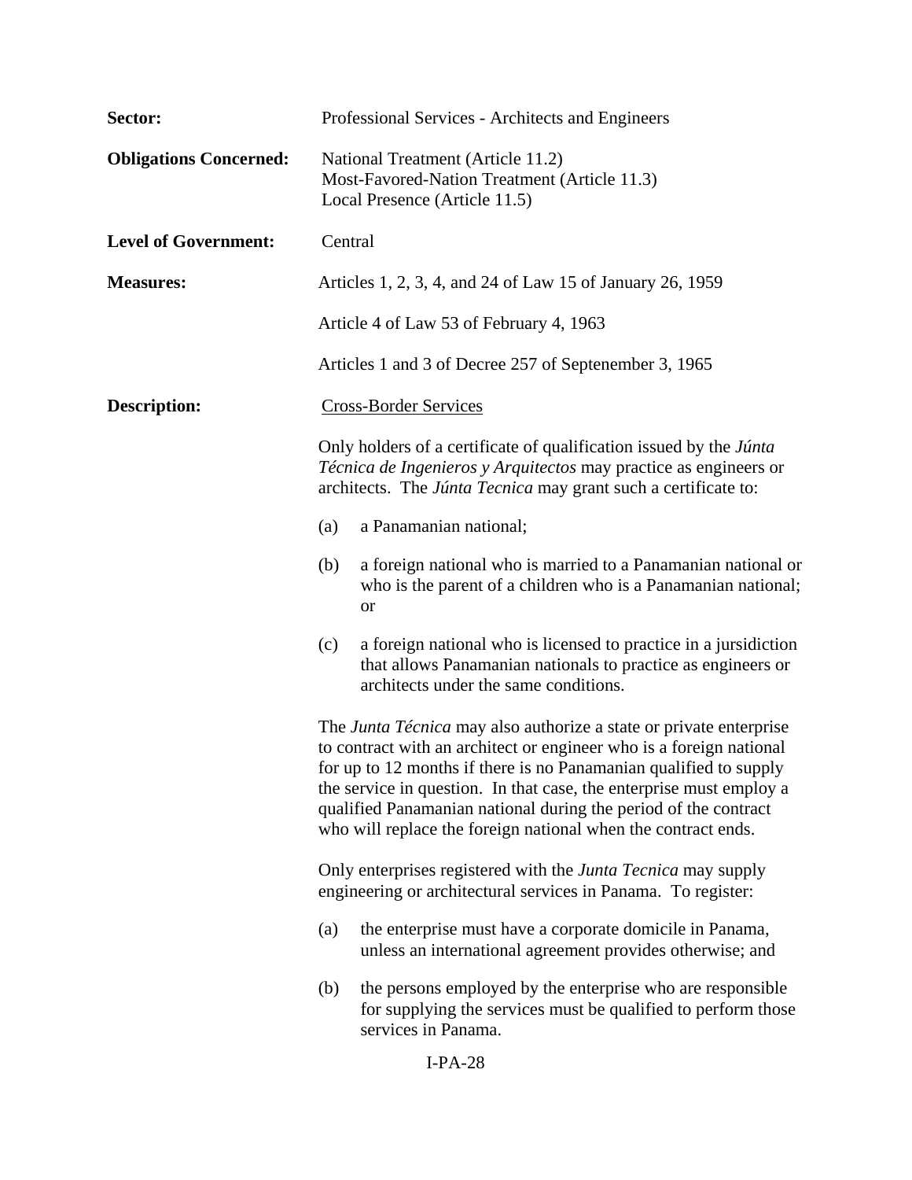**Sector:** Professional Services - Architects and Engineers

**Obligations Concerned:** National Treatment (Article 11.2)
Most-Favored-Nation Treatment (Article 11.3)
Local Presence (Article 11.5)

**Level of Government:** Central

**Measures:** Articles 1, 2, 3, 4, and 24 of Law 15 of January 26, 1959

Article 4 of Law 53 of February 4, 1963

Articles 1 and 3 of Decree 257 of Septenember 3, 1965

**Description:** Cross-Border Services

Only holders of a certificate of qualification issued by the *Júnta Técnica de Ingenieros y Arquitectos* may practice as engineers or architects. The *Júnta Tecnica* may grant such a certificate to:

(a) a Panamanian national;

(b) a foreign national who is married to a Panamanian national or who is the parent of a children who is a Panamanian national; or

(c) a foreign national who is licensed to practice in a jursidiction that allows Panamanian nationals to practice as engineers or architects under the same conditions.

The *Junta Técnica* may also authorize a state or private enterprise to contract with an architect or engineer who is a foreign national for up to 12 months if there is no Panamanian qualified to supply the service in question. In that case, the enterprise must employ a qualified Panamanian national during the period of the contract who will replace the foreign national when the contract ends.

Only enterprises registered with the *Junta Tecnica* may supply engineering or architectural services in Panama. To register:

(a) the enterprise must have a corporate domicile in Panama, unless an international agreement provides otherwise; and

(b) the persons employed by the enterprise who are responsible for supplying the services must be qualified to perform those services in Panama.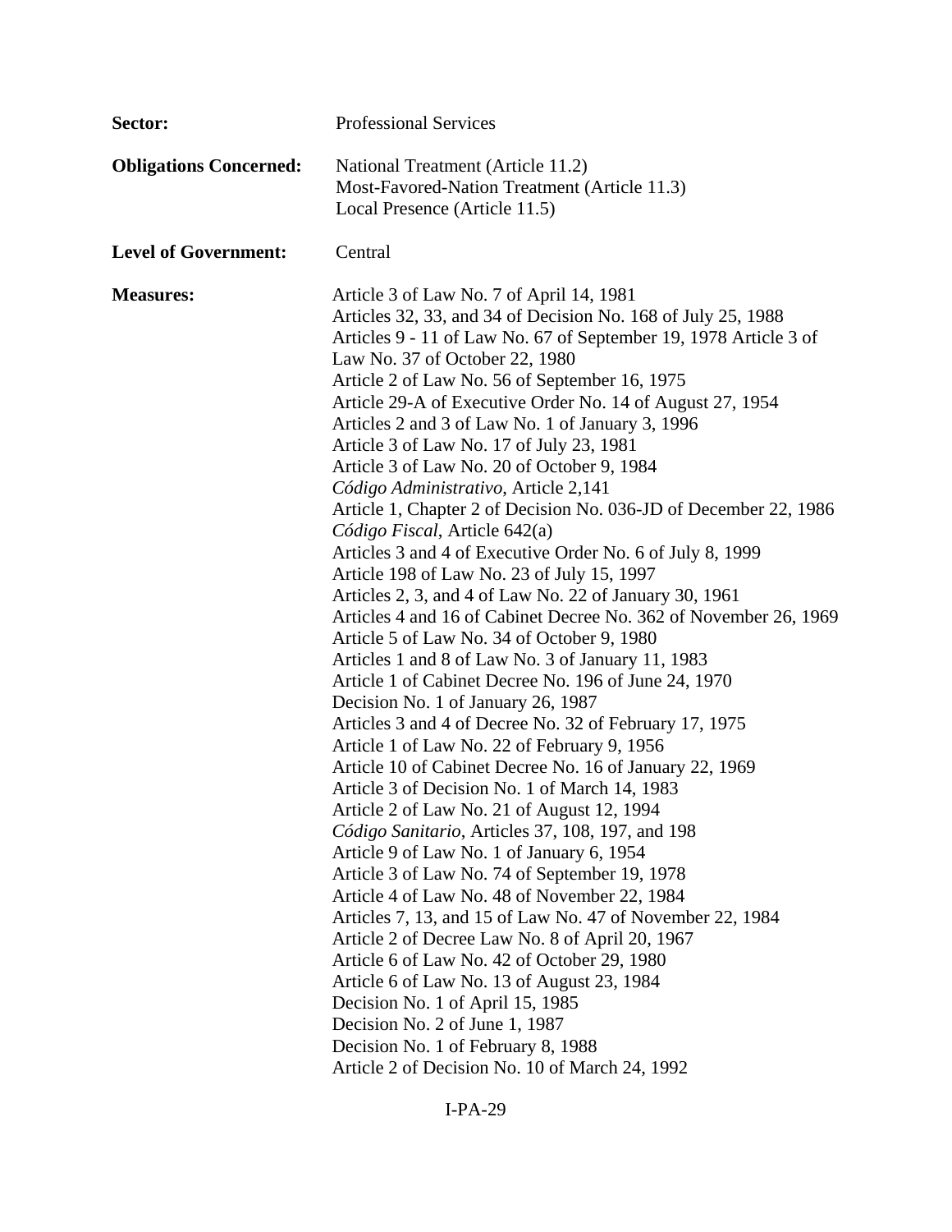**Sector:** Professional Services

**Obligations Concerned:** National Treatment (Article 11.2)
Most-Favored-Nation Treatment (Article 11.3)
Local Presence (Article 11.5)

**Level of Government:** Central

**Measures:**
Article 3 of Law No. 7 of April 14, 1981
Articles 32, 33, and 34 of Decision No. 168 of July 25, 1988
Articles 9 - 11 of Law No. 67 of September 19, 1978 Article 3 of Law No. 37 of October 22, 1980
Article 2 of Law No. 56 of September 16, 1975
Article 29-A of Executive Order No. 14 of August 27, 1954
Articles 2 and 3 of Law No. 1 of January 3, 1996
Article 3 of Law No. 17 of July 23, 1981
Article 3 of Law No. 20 of October 9, 1984
*Código Administrativo*, Article 2,141
Article 1, Chapter 2 of Decision No. 036-JD of December 22, 1986
*Código Fiscal*, Article 642(a)
Articles 3 and 4 of Executive Order No. 6 of July 8, 1999
Article 198 of Law No. 23 of July 15, 1997
Articles 2, 3, and 4 of Law No. 22 of January 30, 1961
Articles 4 and 16 of Cabinet Decree No. 362 of November 26, 1969
Article 5 of Law No. 34 of October 9, 1980
Articles 1 and 8 of Law No. 3 of January 11, 1983
Article 1 of Cabinet Decree No. 196 of June 24, 1970
Decision No. 1 of January 26, 1987
Articles 3 and 4 of Decree No. 32 of February 17, 1975
Article 1 of Law No. 22 of February 9, 1956
Article 10 of Cabinet Decree No. 16 of January 22, 1969
Article 3 of Decision No. 1 of March 14, 1983
Article 2 of Law No. 21 of August 12, 1994
*Código Sanitario*, Articles 37, 108, 197, and 198
Article 9 of Law No. 1 of January 6, 1954
Article 3 of Law No. 74 of September 19, 1978
Article 4 of Law No. 48 of November 22, 1984
Articles 7, 13, and 15 of Law No. 47 of November 22, 1984
Article 2 of Decree Law No. 8 of April 20, 1967
Article 6 of Law No. 42 of October 29, 1980
Article 6 of Law No. 13 of August 23, 1984
Decision No. 1 of April 15, 1985
Decision No. 2 of June 1, 1987
Decision No. 1 of February 8, 1988
Article 2 of Decision No. 10 of March 24, 1992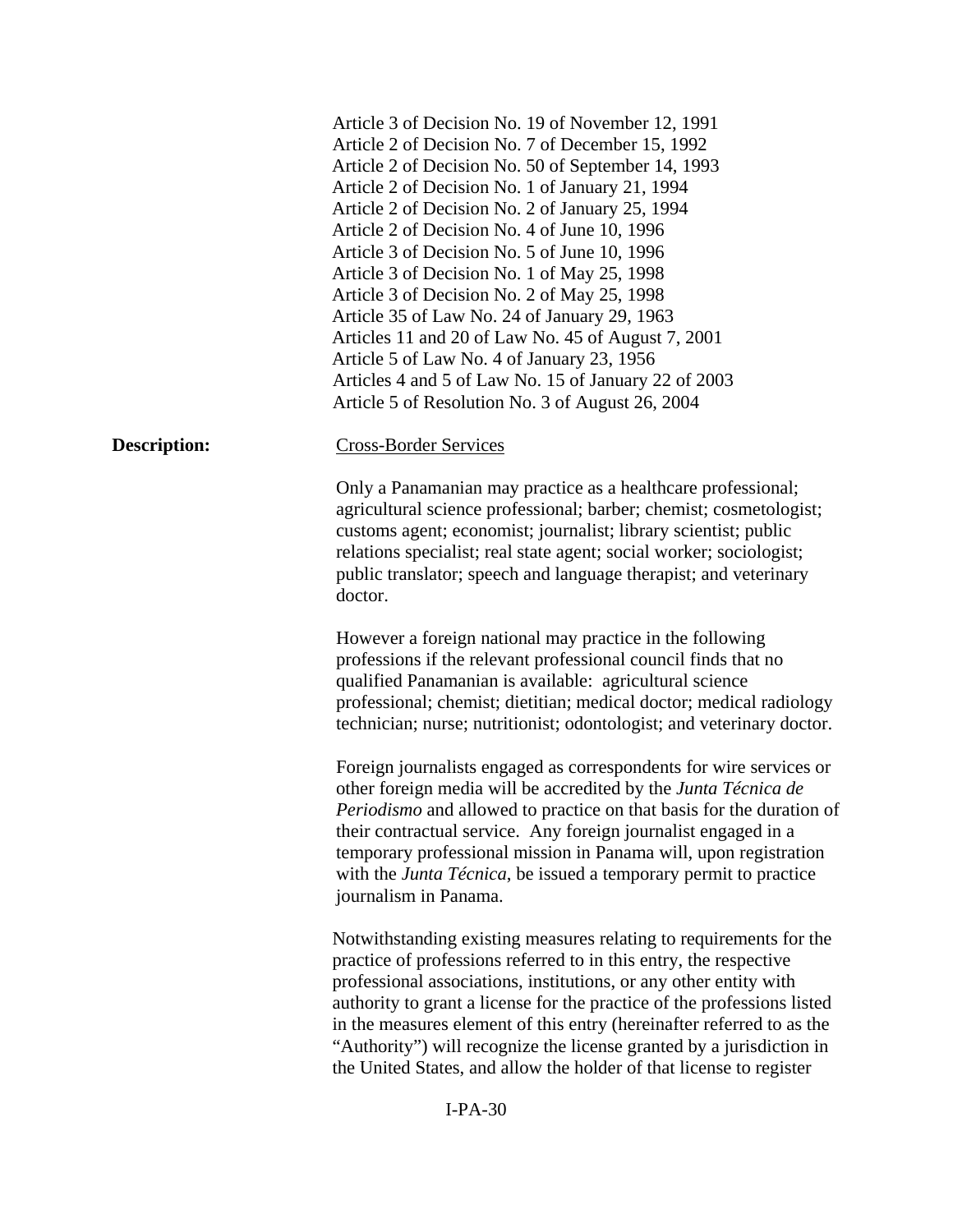Article 3 of Decision No. 19 of November 12, 1991
Article 2 of Decision No. 7 of December 15, 1992
Article 2 of Decision No. 50 of September 14, 1993
Article 2 of Decision No. 1 of January 21, 1994
Article 2 of Decision No. 2 of January 25, 1994
Article 2 of Decision No. 4 of June 10, 1996
Article 3 of Decision No. 5 of June 10, 1996
Article 3 of Decision No. 1 of May 25, 1998
Article 3 of Decision No. 2 of May 25, 1998
Article 35 of Law No. 24 of January 29, 1963
Articles 11 and 20 of Law No. 45 of August 7, 2001
Article 5 of Law No. 4 of January 23, 1956
Articles 4 and 5 of Law No. 15 of January 22 of 2003
Article 5 of Resolution No. 3 of August 26, 2004

**Description:**

<u>Cross-Border Services</u>

Only a Panamanian may practice as a healthcare professional; agricultural science professional; barber; chemist; cosmetologist; customs agent; economist; journalist; library scientist; public relations specialist; real state agent; social worker; sociologist; public translator; speech and language therapist; and veterinary doctor.

However a foreign national may practice in the following professions if the relevant professional council finds that no qualified Panamanian is available: agricultural science professional; chemist; dietitian; medical doctor; medical radiology technician; nurse; nutritionist; odontologist; and veterinary doctor.

Foreign journalists engaged as correspondents for wire services or other foreign media will be accredited by the *Junta Técnica de Periodismo* and allowed to practice on that basis for the duration of their contractual service. Any foreign journalist engaged in a temporary professional mission in Panama will, upon registration with the *Junta Técnica*, be issued a temporary permit to practice journalism in Panama.

Notwithstanding existing measures relating to requirements for the practice of professions referred to in this entry, the respective professional associations, institutions, or any other entity with authority to grant a license for the practice of the professions listed in the measures element of this entry (hereinafter referred to as the "Authority") will recognize the license granted by a jurisdiction in the United States, and allow the holder of that license to register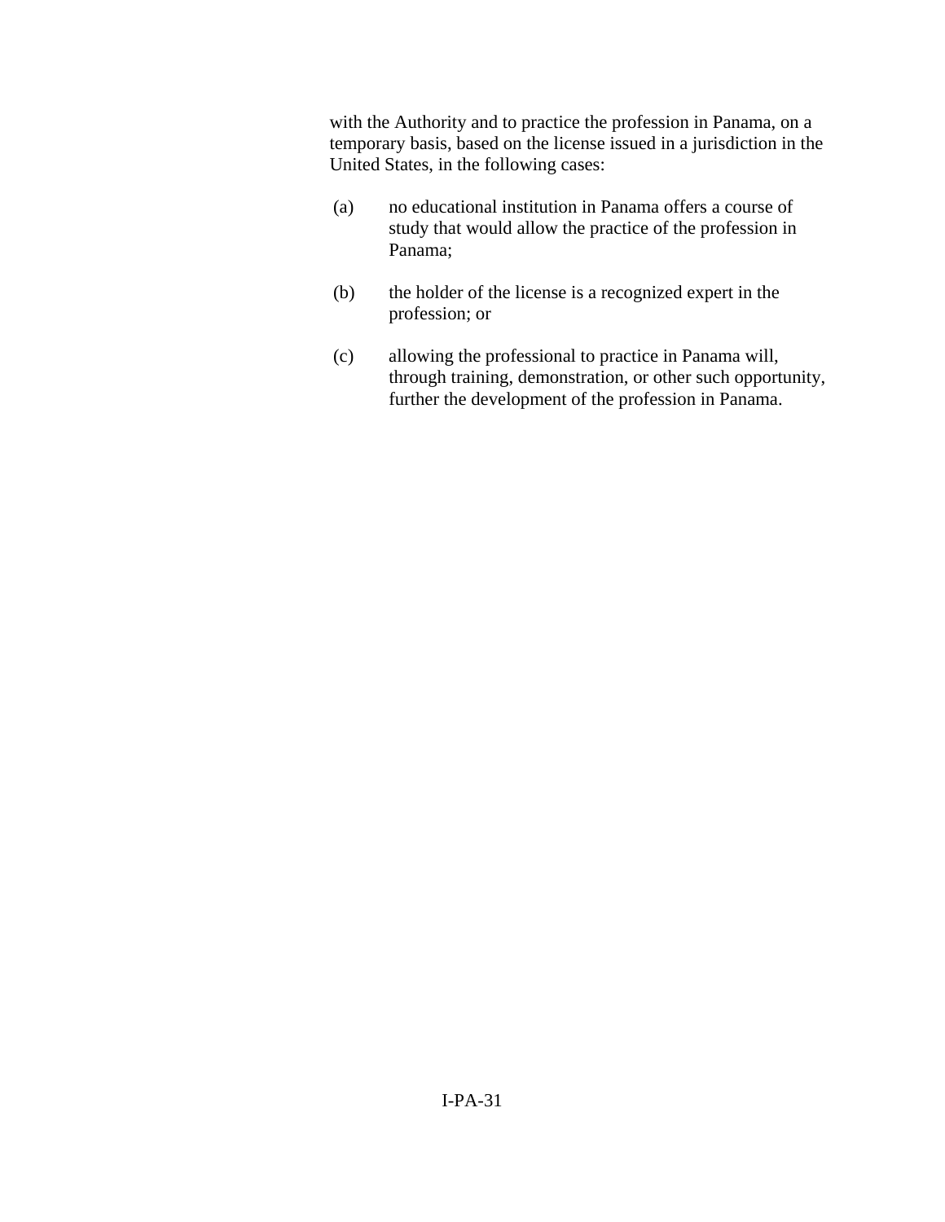with the Authority and to practice the profession in Panama, on a temporary basis, based on the license issued in a jurisdiction in the United States, in the following cases:

(a) no educational institution in Panama offers a course of study that would allow the practice of the profession in Panama;

(b) the holder of the license is a recognized expert in the profession; or

(c) allowing the professional to practice in Panama will, through training, demonstration, or other such opportunity, further the development of the profession in Panama.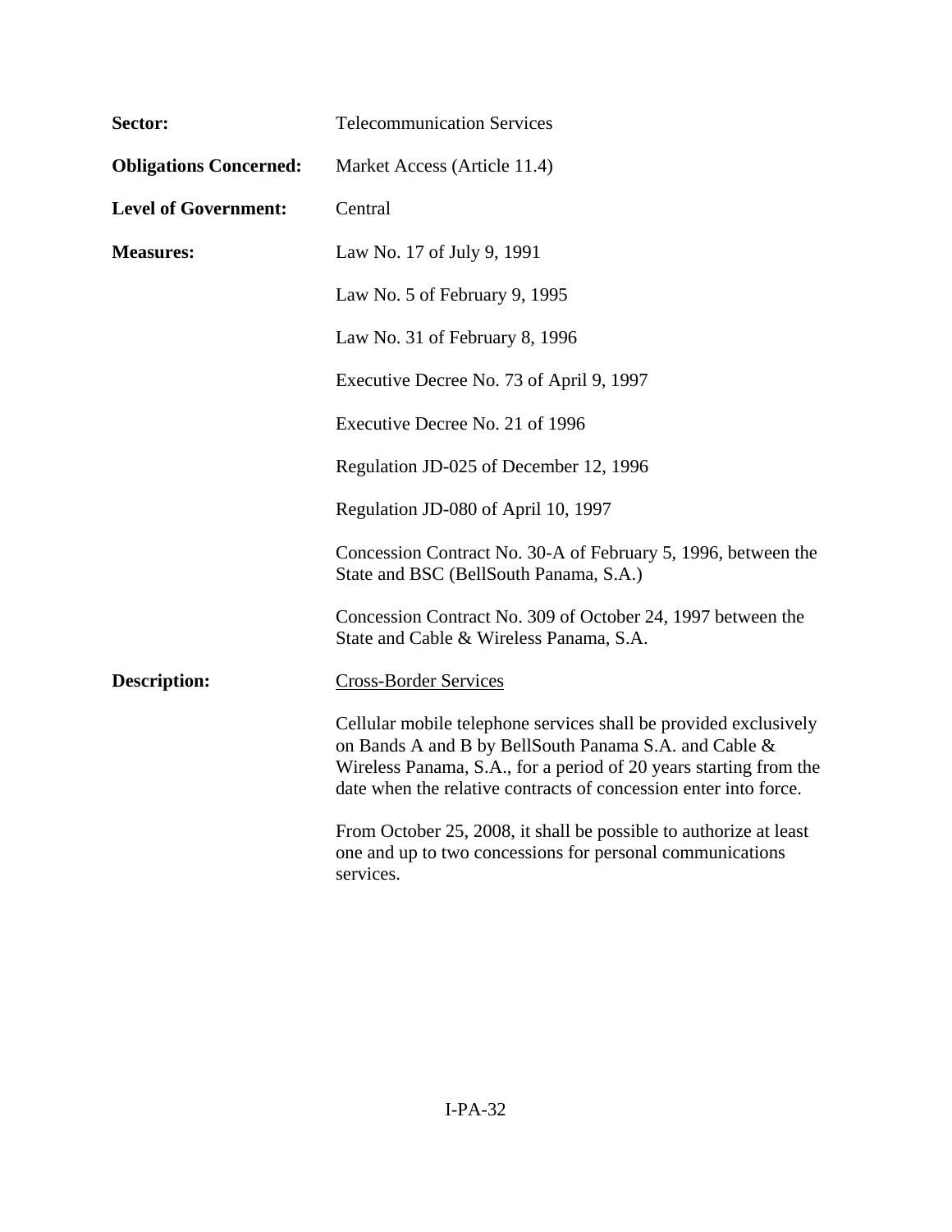**Sector:** Telecommunication Services

**Obligations Concerned:** Market Access (Article 11.4)

**Level of Government:** Central

**Measures:** Law No. 17 of July 9, 1991

Law No. 5 of February 9, 1995

Law No. 31 of February 8, 1996

Executive Decree No. 73 of April 9, 1997

Executive Decree No. 21 of 1996

Regulation JD-025 of December 12, 1996

Regulation JD-080 of April 10, 1997

Concession Contract No. 30-A of February 5, 1996, between the State and BSC (BellSouth Panama, S.A.)

Concession Contract No. 309 of October 24, 1997 between the State and Cable & Wireless Panama, S.A.

**Description:** <u>Cross-Border Services</u>

Cellular mobile telephone services shall be provided exclusively on Bands A and B by BellSouth Panama S.A. and Cable & Wireless Panama, S.A., for a period of 20 years starting from the date when the relative contracts of concession enter into force.

From October 25, 2008, it shall be possible to authorize at least one and up to two concessions for personal communications services.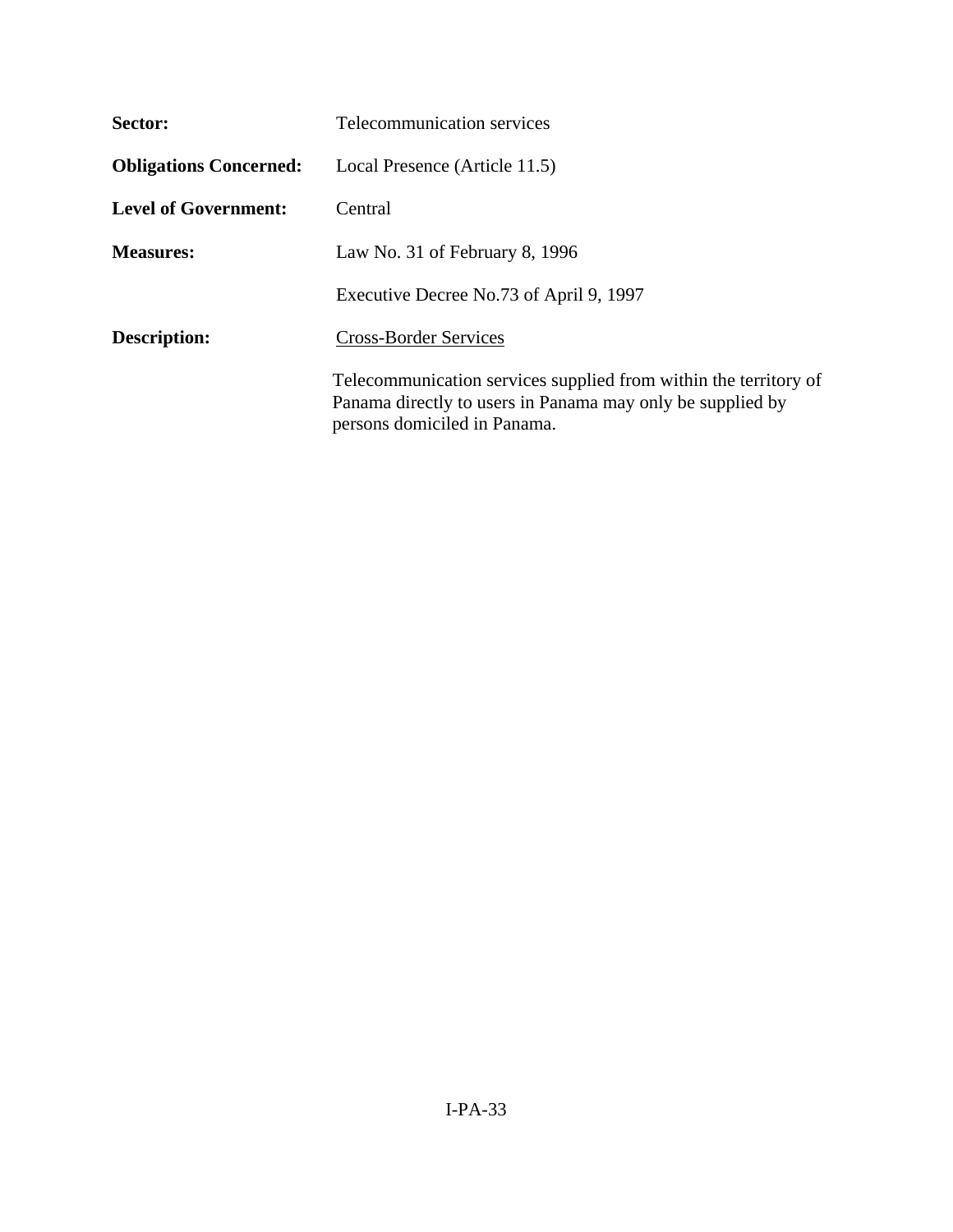**Sector:** Telecommunication services

**Obligations Concerned:** Local Presence (Article 11.5)

**Level of Government:** Central

**Measures:** Law No. 31 of February 8, 1996

Executive Decree No.73 of April 9, 1997

**Description:** Cross-Border Services

Telecommunication services supplied from within the territory of Panama directly to users in Panama may only be supplied by persons domiciled in Panama.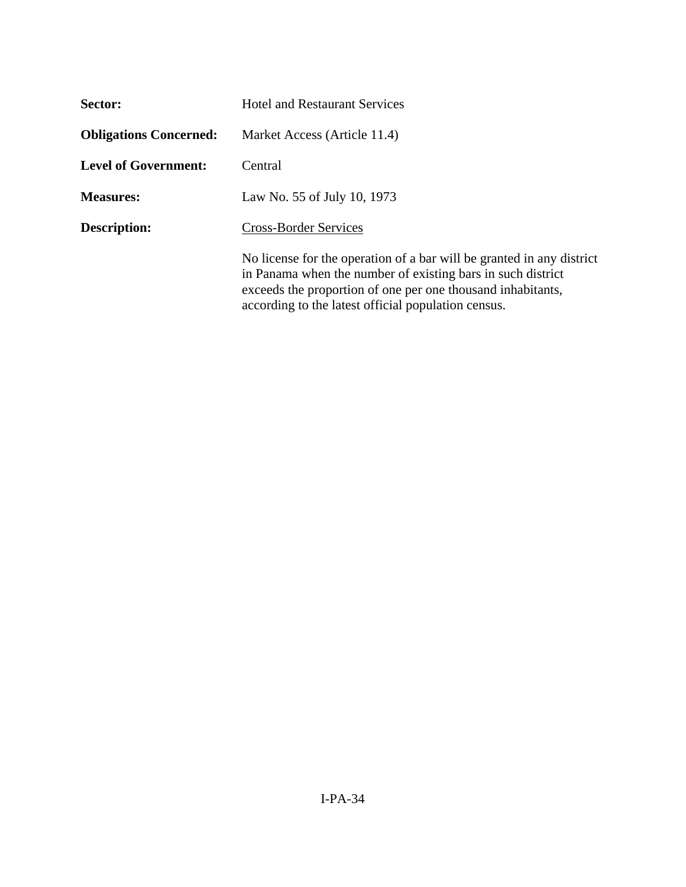**Sector:** Hotel and Restaurant Services

**Obligations Concerned:** Market Access (Article 11.4)

**Level of Government:** Central

**Measures:** Law No. 55 of July 10, 1973

**Description:** Cross-Border Services

No license for the operation of a bar will be granted in any district in Panama when the number of existing bars in such district exceeds the proportion of one per one thousand inhabitants, according to the latest official population census.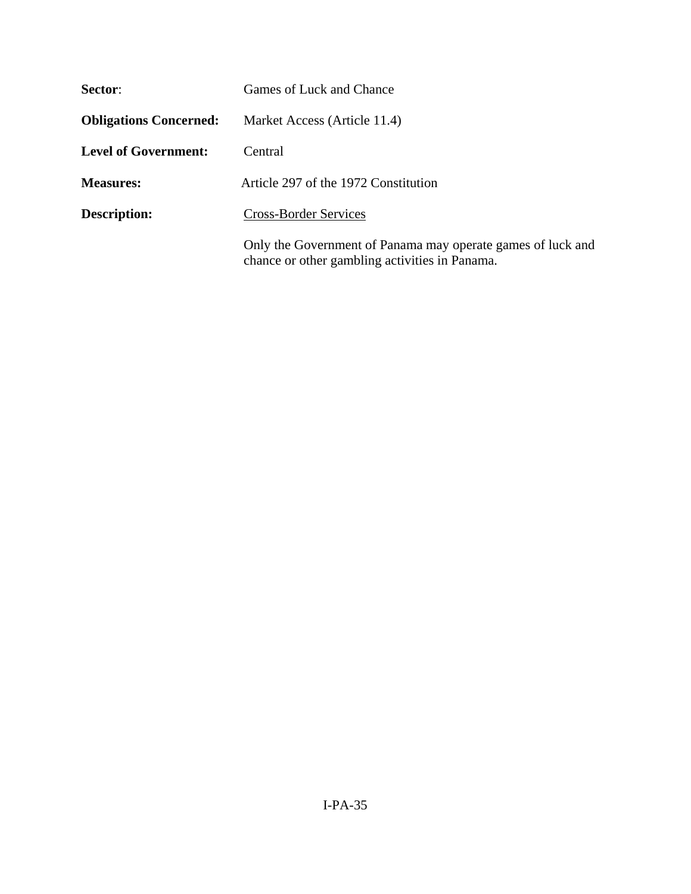**Sector**: Games of Luck and Chance

**Obligations Concerned:** Market Access (Article 11.4)

**Level of Government:** Central

**Measures:** Article 297 of the 1972 Constitution

**Description:** Cross-Border Services

Only the Government of Panama may operate games of luck and chance or other gambling activities in Panama.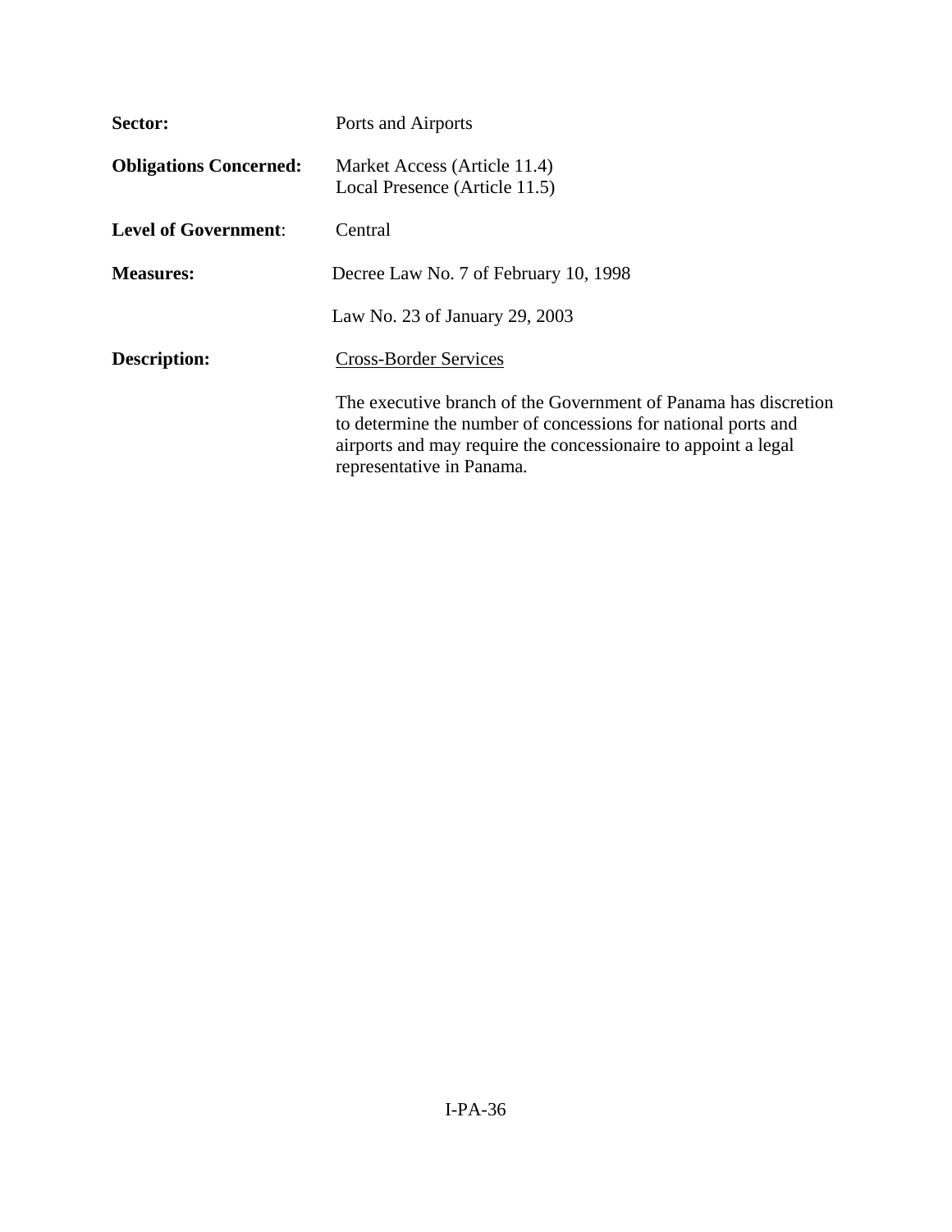| | |
|---|---|
| **Sector:** | Ports and Airports |
| **Obligations Concerned:** | Market Access (Article 11.4)<br>Local Presence (Article 11.5) |
| **Level of Government**: | Central |
| **Measures:** | Decree Law No. 7 of February 10, 1998<br><br>Law No. 23 of January 29, 2003 |
| **Description:** | Cross-Border Services<br><br>The executive branch of the Government of Panama has discretion to determine the number of concessions for national ports and airports and may require the concessionaire to appoint a legal representative in Panama. |